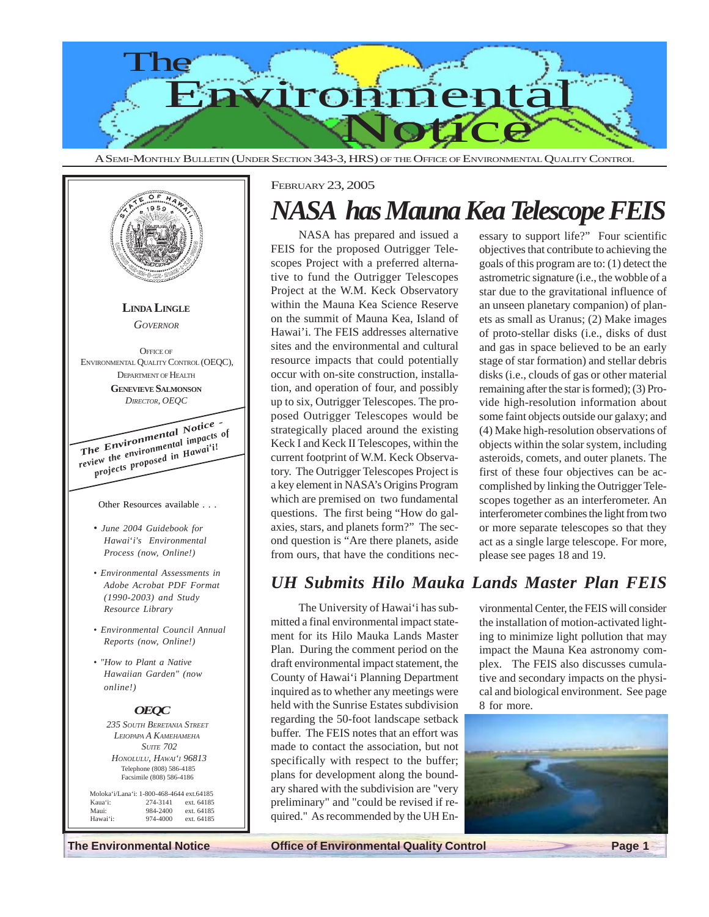# The Environmental Notice

A SEMI-MONTHLY BULLETIN (UNDER SECTION 343-3, HRS) OF THE OFFICE OF ENVIRONMENTAL QUALITY CONTROL

**LINDA LINGLE**
*GOVERNOR*

OFFICE OF ENVIRONMENTAL QUALITY CONTROL (OEQC), DEPARTMENT OF HEALTH

**GENEVIEVE SALMONSON**
*DIRECTOR, OEQC*

***The Environmental Notice - review the environmental impacts of projects proposed in Hawai'i!***

Other Resources available . . .

- *June 2004 Guidebook for Hawai'i's Environmental Process (now, Online!)*
- *Environmental Assessments in Adobe Acrobat PDF Format (1990-2003) and Study Resource Library*
- *Environmental Council Annual Reports (now, Online!)*
- *"How to Plant a Native Hawaiian Garden" (now online!)*

***OEQC***

*235 SOUTH BERETANIA STREET*
*LEIOPAPA A KAMEHAMEHA*
*SUITE 702*
*HONOLULU, HAWAI'I 96813*
Telephone (808) 586-4185
Facsimile (808) 586-4186

| | | |
|---|---|---|
| Moloka'i/Lana'i: | 1-800-468-4644 | ext.64185 |
| Kaua'i: | 274-3141 | ext. 64185 |
| Maui: | 984-2400 | ext. 64185 |
| Hawai'i: | 974-4000 | ext. 64185 |

FEBRUARY 23, 2005

## *NASA has Mauna Kea Telescope FEIS*

NASA has prepared and issued a FEIS for the proposed Outrigger Telescopes Project with a preferred alternative to fund the Outrigger Telescopes Project at the W.M. Keck Observatory within the Mauna Kea Science Reserve on the summit of Mauna Kea, Island of Hawai'i. The FEIS addresses alternative sites and the environmental and cultural resource impacts that could potentially occur with on-site construction, installation, and operation of four, and possibly up to six, Outrigger Telescopes. The proposed Outrigger Telescopes would be strategically placed around the existing Keck I and Keck II Telescopes, within the current footprint of W.M. Keck Observatory. The Outrigger Telescopes Project is a key element in NASA's Origins Program which are premised on two fundamental questions. The first being "How do galaxies, stars, and planets form?" The second question is "Are there planets, aside from ours, that have the conditions necessary to support life?" Four scientific objectives that contribute to achieving the goals of this program are to: (1) detect the astrometric signature (i.e., the wobble of a star due to the gravitational influence of an unseen planetary companion) of planets as small as Uranus; (2) Make images of proto-stellar disks (i.e., disks of dust and gas in space believed to be an early stage of star formation) and stellar debris disks (i.e., clouds of gas or other material remaining after the star is formed); (3) Provide high-resolution information about some faint objects outside our galaxy; and (4) Make high-resolution observations of objects within the solar system, including asteroids, comets, and outer planets. The first of these four objectives can be accomplished by linking the Outrigger Telescopes together as an interferometer. An interferometer combines the light from two or more separate telescopes so that they act as a single large telescope. For more, please see pages 18 and 19.

## *UH Submits Hilo Mauka Lands Master Plan FEIS*

The University of Hawai'i has submitted a final environmental impact statement for its Hilo Mauka Lands Master Plan. During the comment period on the draft environmental impact statement, the County of Hawai'i Planning Department inquired as to whether any meetings were held with the Sunrise Estates subdivision regarding the 50-foot landscape setback buffer. The FEIS notes that an effort was made to contact the association, but not specifically with respect to the buffer; plans for development along the boundary shared with the subdivision are "very preliminary" and "could be revised if required." As recommended by the UH Environmental Center, the FEIS will consider the installation of motion-activated lighting to minimize light pollution that may impact the Mauna Kea astronomy complex. The FEIS also discusses cumulative and secondary impacts on the physical and biological environment. See page 8 for more.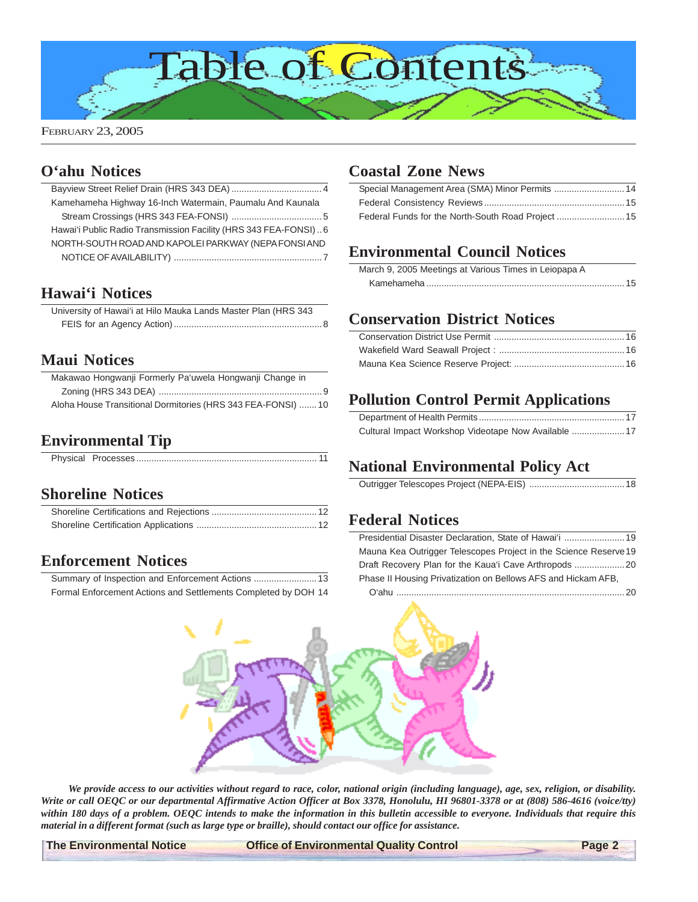# Table of Contents

FEBRUARY 23, 2005

## O'ahu Notices

Bayview Street Relief Drain (HRS 343 DEA) .................................... 4
Kamehameha Highway 16-Inch Watermain, Paumalu And Kaunala Stream Crossings (HRS 343 FEA-FONSI) .................................... 5
Hawai'i Public Radio Transmission Facility (HRS 343 FEA-FONSI) .. 6
NORTH-SOUTH ROAD AND KAPOLEI PARKWAY (NEPA FONSI AND NOTICE OF AVAILABILITY) .......................................................... 7

## Hawai'i Notices

University of Hawai'i at Hilo Mauka Lands Master Plan (HRS 343 FEIS for an Agency Action) .......................................................... 8

## Maui Notices

Makawao Hongwanji Formerly Pa'uwela Hongwanji Change in Zoning (HRS 343 DEA) ................................................................ 9
Aloha House Transitional Dormitories (HRS 343 FEA-FONSI) ....... 10

## Environmental Tip

Physical Processes ....................................................................... 11

## Shoreline Notices

Shoreline Certifications and Rejections .......................................... 12
Shoreline Certification Applications ................................................ 12

## Enforcement Notices

Summary of Inspection and Enforcement Actions ......................... 13
Formal Enforcement Actions and Settlements Completed by DOH 14

## Coastal Zone News

Special Management Area (SMA) Minor Permits ............................ 14
Federal Consistency Reviews ........................................................ 15
Federal Funds for the North-South Road Project ........................... 15

## Environmental Council Notices

March 9, 2005 Meetings at Various Times in Leiopapa A Kamehameha .............................................................................. 15

## Conservation District Notices

Conservation District Use Permit .................................................... 16
Wakefield Ward Seawall Project : .................................................. 16
Mauna Kea Science Reserve Project: ............................................ 16

## Pollution Control Permit Applications

Department of Health Permits ......................................................... 17
Cultural Impact Workshop Videotape Now Available ..................... 17

## National Environmental Policy Act

Outrigger Telescopes Project (NEPA-EIS) ...................................... 18

## Federal Notices

Presidential Disaster Declaration, State of Hawai'i ........................ 19
Mauna Kea Outrigger Telescopes Project in the Science Reserve 19
Draft Recovery Plan for the Kaua'i Cave Arthropods .................... 20
Phase II Housing Privatization on Bellows AFS and Hickam AFB, O'ahu ........................................................................................... 20

***We provide access to our activities without regard to race, color, national origin (including language), age, sex, religion, or disability. Write or call OEQC or our departmental Affirmative Action Officer at Box 3378, Honolulu, HI 96801-3378 or at (808) 586-4616 (voice/tty) within 180 days of a problem. OEQC intends to make the information in this bulletin accessible to everyone. Individuals that require this material in a different format (such as large type or braille), should contact our office for assistance.***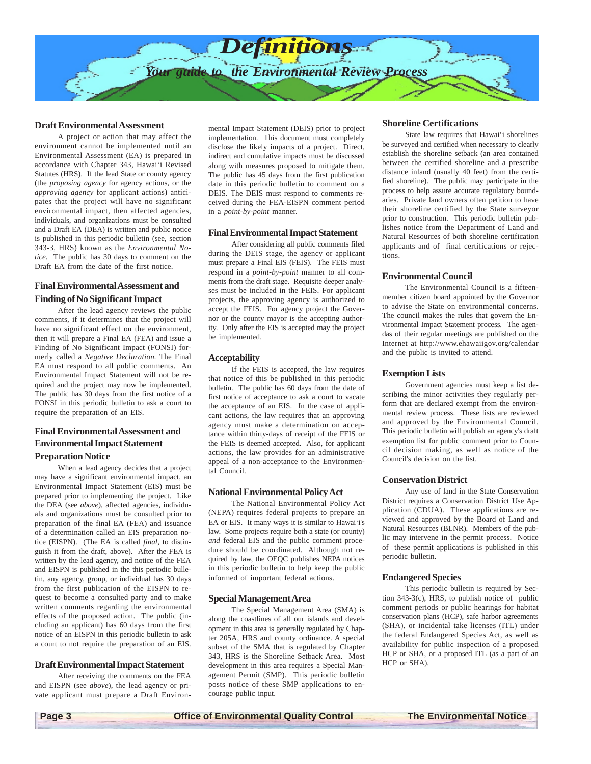# Definitions

*Your guide to the Environmental Review Process*

### Draft Environmental Assessment

A project or action that may affect the environment cannot be implemented until an Environmental Assessment (EA) is prepared in accordance with Chapter 343, Hawai'i Revised Statutes (HRS). If the lead State or county agency (the *proposing agency* for agency actions, or the *approving agency* for applicant actions) anticipates that the project will have no significant environmental impact, then affected agencies, individuals, and organizations must be consulted and a Draft EA (DEA) is written and public notice is published in this periodic bulletin (see, section 343-3, HRS) known as the *Environmental Notice*. The public has 30 days to comment on the Draft EA from the date of the first notice.

### Final Environmental Assessment and Finding of No Significant Impact

After the lead agency reviews the public comments, if it determines that the project will have no significant effect on the environment, then it will prepare a Final EA (FEA) and issue a Finding of No Significant Impact (FONSI) formerly called a *Negative Declaration.* The Final EA must respond to all public comments. An Environmental Impact Statement will not be required and the project may now be implemented. The public has 30 days from the first notice of a FONSI in this periodic bulletin to ask a court to require the preparation of an EIS.

### Final Environmental Assessment and Environmental Impact Statement Preparation Notice

When a lead agency decides that a project may have a significant environmental impact, an Environmental Impact Statement (EIS) must be prepared prior to implementing the project. Like the DEA (see *above*), affected agencies, individuals and organizations must be consulted prior to preparation of the final EA (FEA) and issuance of a determination called an EIS preparation notice (EISPN). (The EA is called *final*, to distinguish it from the draft, above). After the FEA is written by the lead agency, and notice of the FEA and EISPN is published in the this periodic bulletin, any agency, group, or individual has 30 days from the first publication of the EISPN to request to become a consulted party and to make written comments regarding the environmental effects of the proposed action. The public (including an applicant) has 60 days from the first notice of an EISPN in this periodic bulletin to ask a court to not require the preparation of an EIS.

### Draft Environmental Impact Statement

After receiving the comments on the FEA and EISPN (see *above*), the lead agency or private applicant must prepare a Draft Environmental Impact Statement (DEIS) prior to project implementation. This document must completely disclose the likely impacts of a project. Direct, indirect and cumulative impacts must be discussed along with measures proposed to mitigate them. The public has 45 days from the first publication date in this periodic bulletin to comment on a DEIS. The DEIS must respond to comments received during the FEA-EISPN comment period in a *point-by-point* manner.

### Final Environmental Impact Statement

After considering all public comments filed during the DEIS stage, the agency or applicant must prepare a Final EIS (FEIS). The FEIS must respond in a *point-by-point* manner to all comments from the draft stage. Requisite deeper analyses must be included in the FEIS. For applicant projects, the approving agency is authorized to accept the FEIS. For agency project the Governor or the county mayor is the accepting authority. Only after the EIS is accepted may the project be implemented.

### Acceptability

If the FEIS is accepted, the law requires that notice of this be published in this periodic bulletin. The public has 60 days from the date of first notice of acceptance to ask a court to vacate the acceptance of an EIS. In the case of applicant actions, the law requires that an approving agency must make a determination on acceptance within thirty-days of receipt of the FEIS or the FEIS is deemed accepted. Also, for applicant actions, the law provides for an administrative appeal of a non-acceptance to the Environmental Council.

### National Environmental Policy Act

The National Environmental Policy Act (NEPA) requires federal projects to prepare an EA or EIS. It many ways it is similar to Hawai'i's law. Some projects require both a state (or county) *and* federal EIS and the public comment procedure should be coordinated. Although not required by law, the OEQC publishes NEPA notices in this periodic bulletin to help keep the public informed of important federal actions.

### Special Management Area

The Special Management Area (SMA) is along the coastlines of all our islands and development in this area is generally regulated by Chapter 205A, HRS and county ordinance. A special subset of the SMA that is regulated by Chapter 343, HRS is the Shoreline Setback Area. Most development in this area requires a Special Management Permit (SMP). This periodic bulletin posts notice of these SMP applications to encourage public input.

### Shoreline Certifications

State law requires that Hawai'i shorelines be surveyed and certified when necessary to clearly establish the shoreline setback (an area contained between the certified shoreline and a prescribe distance inland (usually 40 feet) from the certified shoreline). The public may participate in the process to help assure accurate regulatory boundaries. Private land owners often petition to have their shoreline certified by the State surveyor prior to construction. This periodic bulletin publishes notice from the Department of Land and Natural Resources of both shoreline certification applicants and of final certifications or rejections.

### Environmental Council

The Environmental Council is a fifteen-member citizen board appointed by the Governor to advise the State on environmental concerns. The council makes the rules that govern the Environmental Impact Statement process. The agendas of their regular meetings are published on the Internet at http://www.ehawaiigov.org/calendar and the public is invited to attend.

### Exemption Lists

Government agencies must keep a list describing the minor activities they regularly perform that are declared exempt from the environmental review process. These lists are reviewed and approved by the Environmental Council. This periodic bulletin will publish an agency's draft exemption list for public comment prior to Council decision making, as well as notice of the Council's decision on the list.

### Conservation District

Any use of land in the State Conservation District requires a Conservation District Use Application (CDUA). These applications are reviewed and approved by the Board of Land and Natural Resources (BLNR). Members of the public may intervene in the permit process. Notice of these permit applications is published in this periodic bulletin.

### Endangered Species

This periodic bulletin is required by Section 343-3(c), HRS, to publish notice of public comment periods or public hearings for habitat conservation plans (HCP), safe harbor agreements (SHA), or incidental take licenses (ITL) under the federal Endangered Species Act, as well as availability for public inspection of a proposed HCP or SHA, or a proposed ITL (as a part of an HCP or SHA).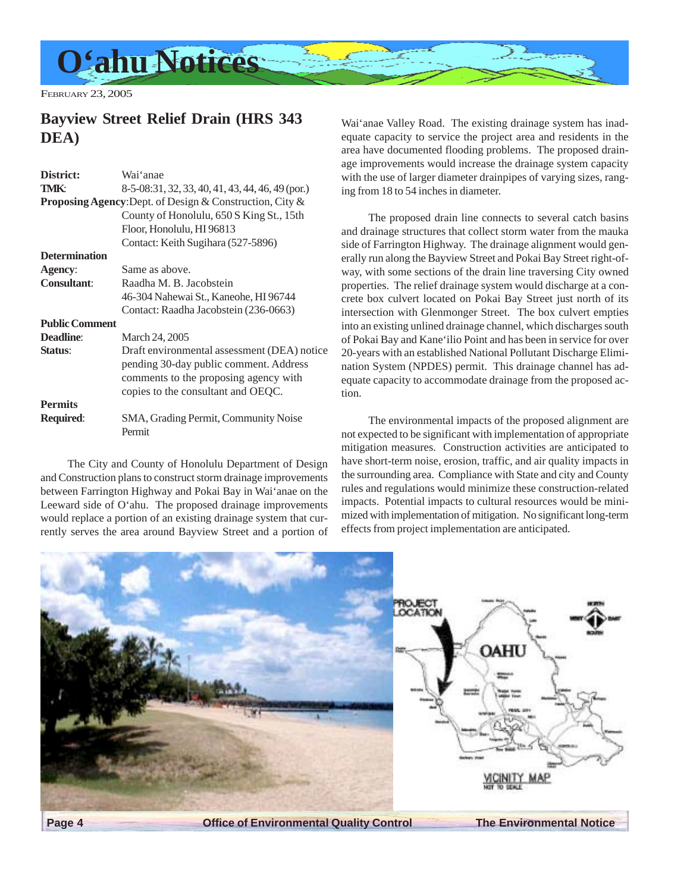## Bayview Street Relief Drain (HRS 343 DEA)

| | |
|---|---|
| **District:** | Wai'anae |
| **TMK:** | 8-5-08:31, 32, 33, 40, 41, 43, 44, 46, 49 (por.) |
| **Proposing Agency:** | Dept. of Design & Construction, City & County of Honolulu, 650 S King St., 15th Floor, Honolulu, HI 96813<br>Contact: Keith Sugihara (527-5896) |
| **Determination Agency:** | Same as above. |
| **Consultant:** | Raadha M. B. Jacobstein<br>46-304 Nahewai St., Kaneohe, HI 96744<br>Contact: Raadha Jacobstein (236-0663) |
| **Public Comment Deadline:** | March 24, 2005 |
| **Status:** | Draft environmental assessment (DEA) notice pending 30-day public comment. Address comments to the proposing agency with copies to the consultant and OEQC. |
| **Permits Required:** | SMA, Grading Permit, Community Noise Permit |

The City and County of Honolulu Department of Design and Construction plans to construct storm drainage improvements between Farrington Highway and Pokai Bay in Wai'anae on the Leeward side of O'ahu. The proposed drainage improvements would replace a portion of an existing drainage system that currently serves the area around Bayview Street and a portion of Wai'anae Valley Road. The existing drainage system has inadequate capacity to service the project area and residents in the area have documented flooding problems. The proposed drainage improvements would increase the drainage system capacity with the use of larger diameter drainpipes of varying sizes, ranging from 18 to 54 inches in diameter.

The proposed drain line connects to several catch basins and drainage structures that collect storm water from the mauka side of Farrington Highway. The drainage alignment would generally run along the Bayview Street and Pokai Bay Street right-of-way, with some sections of the drain line traversing City owned properties. The relief drainage system would discharge at a concrete box culvert located on Pokai Bay Street just north of its intersection with Glenmonger Street. The box culvert empties into an existing unlined drainage channel, which discharges south of Pokai Bay and Kane'ilio Point and has been in service for over 20-years with an established National Pollutant Discharge Elimination System (NPDES) permit. This drainage channel has adequate capacity to accommodate drainage from the proposed action.

The environmental impacts of the proposed alignment are not expected to be significant with implementation of appropriate mitigation measures. Construction activities are anticipated to have short-term noise, erosion, traffic, and air quality impacts in the surrounding area. Compliance with State and city and County rules and regulations would minimize these construction-related impacts. Potential impacts to cultural resources would be minimized with implementation of mitigation. No significant long-term effects from project implementation are anticipated.

PROJECT LOCATION

OAHU

VICINITY MAP
NOT TO SCALE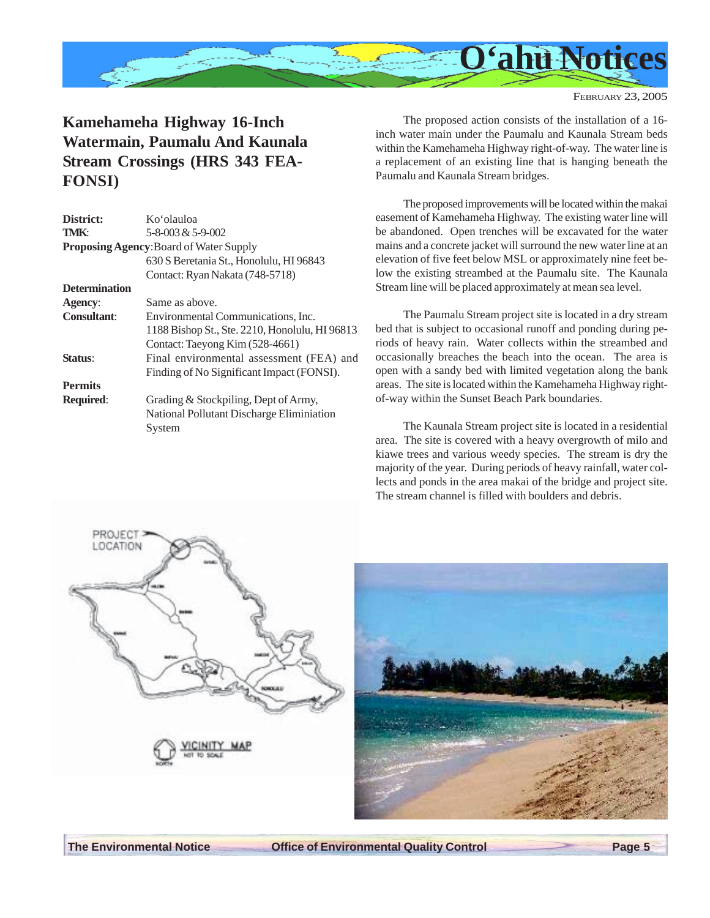## Kamehameha Highway 16-Inch Watermain, Paumalu And Kaunala Stream Crossings (HRS 343 FEA-FONSI)

| | |
|---|---|
| **District:** | Ko'olauloa |
| **TMK:** | 5-8-003 & 5-9-002 |
| **Proposing Agency**: | Board of Water Supply<br>630 S Beretania St., Honolulu, HI 96843<br>Contact: Ryan Nakata (748-5718) |
| **Determination Agency**: | Same as above. |
| **Consultant**: | Environmental Communications, Inc.<br>1188 Bishop St., Ste. 2210, Honolulu, HI 96813<br>Contact: Taeyong Kim (528-4661) |
| **Status**: | Final environmental assessment (FEA) and Finding of No Significant Impact (FONSI). |
| **Permits Required**: | Grading & Stockpiling, Dept of Army, National Pollutant Discharge Eliminiation System |

The proposed action consists of the installation of a 16-inch water main under the Paumalu and Kaunala Stream beds within the Kamehameha Highway right-of-way. The water line is a replacement of an existing line that is hanging beneath the Paumalu and Kaunala Stream bridges.

The proposed improvements will be located within the makai easement of Kamehameha Highway. The existing water line will be abandoned. Open trenches will be excavated for the water mains and a concrete jacket will surround the new water line at an elevation of five feet below MSL or approximately nine feet below the existing streambed at the Paumalu site. The Kaunala Stream line will be placed approximately at mean sea level.

The Paumalu Stream project site is located in a dry stream bed that is subject to occasional runoff and ponding during periods of heavy rain. Water collects within the streambed and occasionally breaches the beach into the ocean. The area is open with a sandy bed with limited vegetation along the bank areas. The site is located within the Kamehameha Highway right-of-way within the Sunset Beach Park boundaries.

The Kaunala Stream project site is located in a residential area. The site is covered with a heavy overgrowth of milo and kiawe trees and various weedy species. The stream is dry the majority of the year. During periods of heavy rainfall, water collects and ponds in the area makai of the bridge and project site. The stream channel is filled with boulders and debris.

PROJECT LOCATION

VICINITY MAP
NOT TO SCALE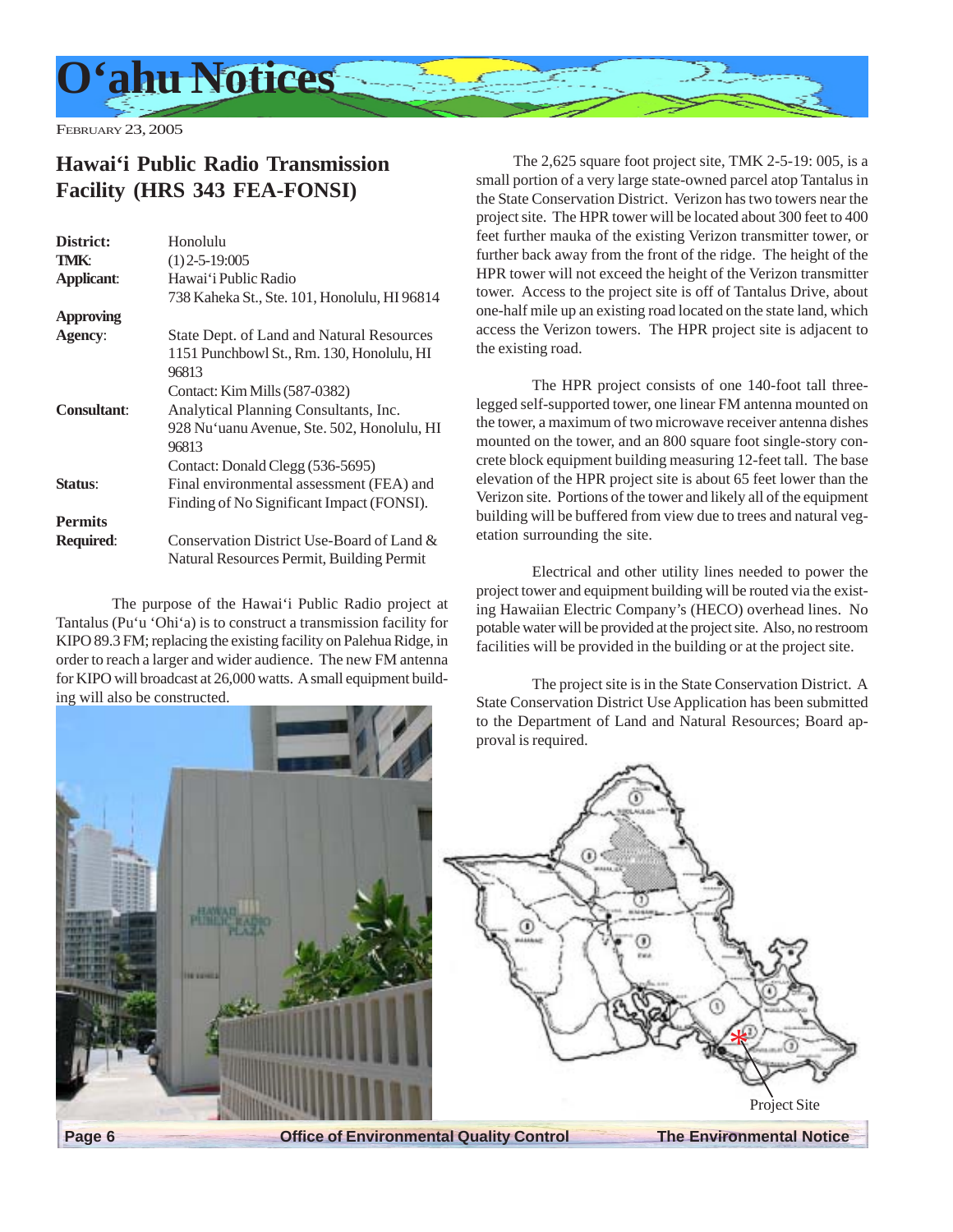## Hawai'i Public Radio Transmission Facility (HRS 343 FEA-FONSI)

| | |
|---|---|
| **District:** | Honolulu |
| **TMK:** | (1) 2-5-19:005 |
| **Applicant:** | Hawai'i Public Radio<br>738 Kaheka St., Ste. 101, Honolulu, HI 96814 |
| **Approving Agency:** | State Dept. of Land and Natural Resources<br>1151 Punchbowl St., Rm. 130, Honolulu, HI 96813<br>Contact: Kim Mills (587-0382) |
| **Consultant:** | Analytical Planning Consultants, Inc.<br>928 Nu'uanu Avenue, Ste. 502, Honolulu, HI 96813<br>Contact: Donald Clegg (536-5695) |
| **Status:** | Final environmental assessment (FEA) and Finding of No Significant Impact (FONSI). |
| **Permits Required:** | Conservation District Use-Board of Land & Natural Resources Permit, Building Permit |

The purpose of the Hawai'i Public Radio project at Tantalus (Pu'u 'Ohi'a) is to construct a transmission facility for KIPO 89.3 FM; replacing the existing facility on Palehua Ridge, in order to reach a larger and wider audience. The new FM antenna for KIPO will broadcast at 26,000 watts. A small equipment building will also be constructed.

The 2,625 square foot project site, TMK 2-5-19: 005, is a small portion of a very large state-owned parcel atop Tantalus in the State Conservation District. Verizon has two towers near the project site. The HPR tower will be located about 300 feet to 400 feet further mauka of the existing Verizon transmitter tower, or further back away from the front of the ridge. The height of the HPR tower will not exceed the height of the Verizon transmitter tower. Access to the project site is off of Tantalus Drive, about one-half mile up an existing road located on the state land, which access the Verizon towers. The HPR project site is adjacent to the existing road.

The HPR project consists of one 140-foot tall three-legged self-supported tower, one linear FM antenna mounted on the tower, a maximum of two microwave receiver antenna dishes mounted on the tower, and an 800 square foot single-story concrete block equipment building measuring 12-feet tall. The base elevation of the HPR project site is about 65 feet lower than the Verizon site. Portions of the tower and likely all of the equipment building will be buffered from view due to trees and natural vegetation surrounding the site.

Electrical and other utility lines needed to power the project tower and equipment building will be routed via the existing Hawaiian Electric Company's (HECO) overhead lines. No potable water will be provided at the project site. Also, no restroom facilities will be provided in the building or at the project site.

The project site is in the State Conservation District. A State Conservation District Use Application has been submitted to the Department of Land and Natural Resources; Board approval is required.

Project Site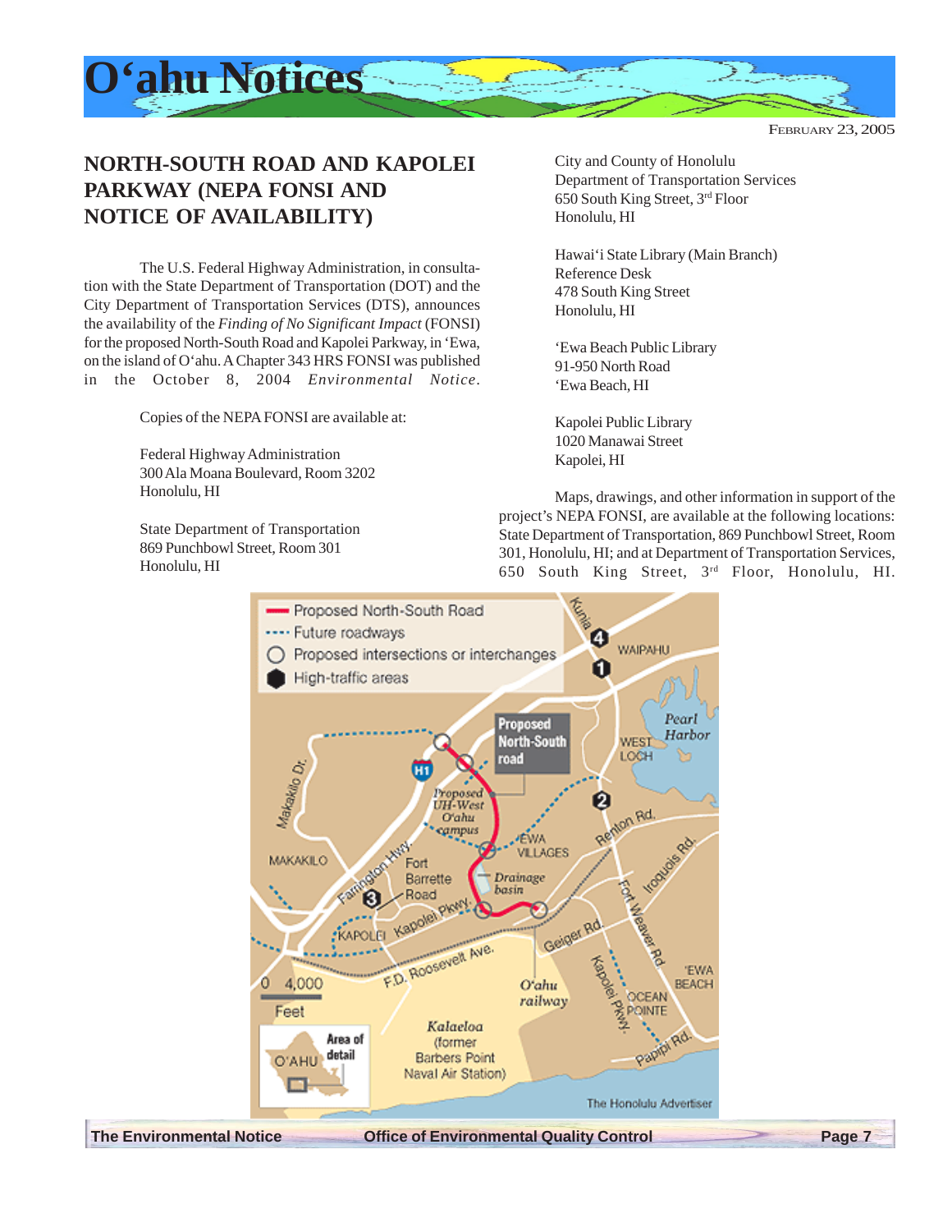## NORTH-SOUTH ROAD AND KAPOLEI PARKWAY (NEPA FONSI AND NOTICE OF AVAILABILITY)

The U.S. Federal Highway Administration, in consultation with the State Department of Transportation (DOT) and the City Department of Transportation Services (DTS), announces the availability of the *Finding of No Significant Impact* (FONSI) for the proposed North-South Road and Kapolei Parkway, in ʻEwa, on the island of Oʻahu. A Chapter 343 HRS FONSI was published in the October 8, 2004 *Environmental Notice*.

Copies of the NEPA FONSI are available at:

Federal Highway Administration
300 Ala Moana Boulevard, Room 3202
Honolulu, HI

State Department of Transportation
869 Punchbowl Street, Room 301
Honolulu, HI

City and County of Honolulu
Department of Transportation Services
650 South King Street, 3rd Floor
Honolulu, HI

Hawaiʻi State Library (Main Branch)
Reference Desk
478 South King Street
Honolulu, HI

ʻEwa Beach Public Library
91-950 North Road
ʻEwa Beach, HI

Kapolei Public Library
1020 Manawai Street
Kapolei, HI

Maps, drawings, and other information in support of the project's NEPA FONSI, are available at the following locations: State Department of Transportation, 869 Punchbowl Street, Room 301, Honolulu, HI; and at Department of Transportation Services, 650 South King Street, 3rd Floor, Honolulu, HI.

Proposed North-South Road
Future roadways
Proposed intersections or interchanges
High-traffic areas
Kunia
4
1
WAIPAHU
Pearl Harbor
WEST LOCH
Proposed North-South road
H1
Makakilo Dr.
Proposed UH-West Oʻahu campus
2
Renton Rd.
ʻEWA VILLAGES
MAKAKILO
Farrington Hwy.
Fort Barrette Road
Drainage basin
Iroquois Rd.
3
Fort Weaver Rd.
KAPOLEI
Kapolei Pkwy.
Geiger Rd.
F.D. Roosevelt Ave.
0 4,000
Feet
Oʻahu railway
Kapolei Pkwy.
ʻEWA BEACH
OCEAN POINTE
Area of detail
OʻAHU
Kalaeloa (former Barbers Point Naval Air Station)
Papipi Rd.
The Honolulu Advertiser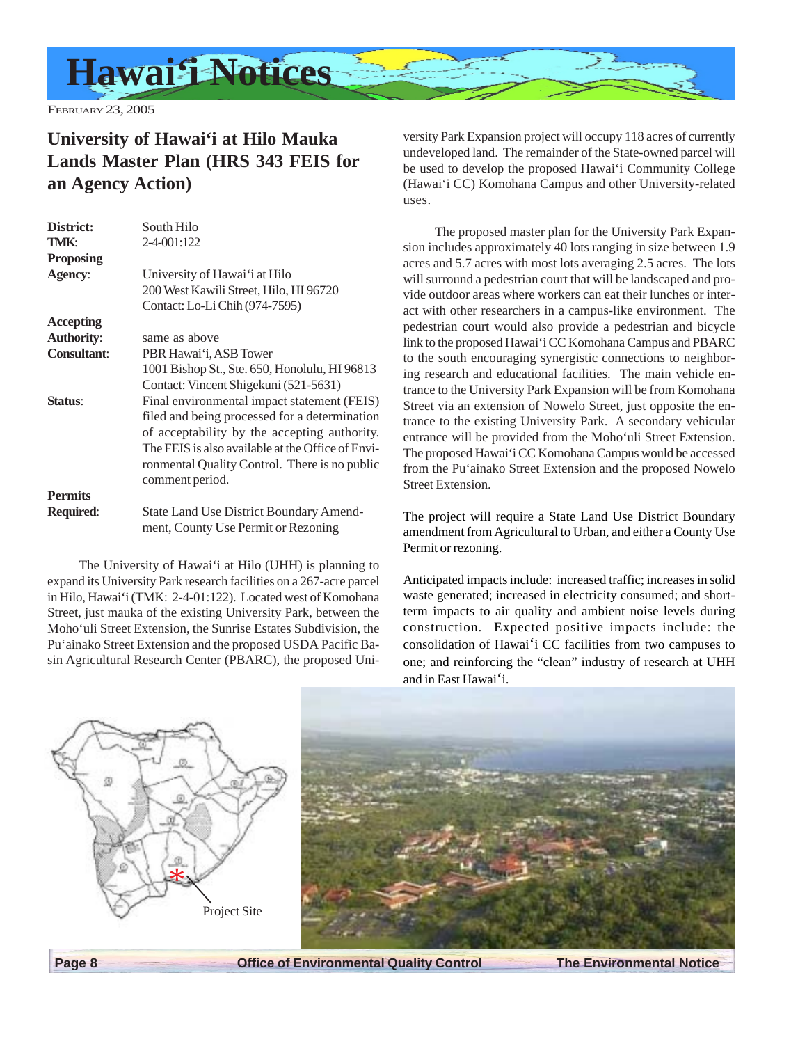## University of Hawai'i at Hilo Mauka Lands Master Plan (HRS 343 FEIS for an Agency Action)

**District:** South Hilo
**TMK:** 2-4-001:122
**Proposing Agency:** University of Hawai'i at Hilo
200 West Kawili Street, Hilo, HI 96720
Contact: Lo-Li Chih (974-7595)
**Accepting Authority:** same as above
**Consultant:** PBR Hawai'i, ASB Tower
1001 Bishop St., Ste. 650, Honolulu, HI 96813
Contact: Vincent Shigekuni (521-5631)
**Status:** Final environmental impact statement (FEIS) filed and being processed for a determination of acceptability by the accepting authority. The FEIS is also available at the Office of Environmental Quality Control. There is no public comment period.
**Permits Required:** State Land Use District Boundary Amendment, County Use Permit or Rezoning

The University of Hawai'i at Hilo (UHH) is planning to expand its University Park research facilities on a 267-acre parcel in Hilo, Hawai'i (TMK: 2-4-01:122). Located west of Komohana Street, just mauka of the existing University Park, between the Moho'uli Street Extension, the Sunrise Estates Subdivision, the Pu'ainako Street Extension and the proposed USDA Pacific Basin Agricultural Research Center (PBARC), the proposed University Park Expansion project will occupy 118 acres of currently undeveloped land. The remainder of the State-owned parcel will be used to develop the proposed Hawai'i Community College (Hawai'i CC) Komohana Campus and other University-related uses.

The proposed master plan for the University Park Expansion includes approximately 40 lots ranging in size between 1.9 acres and 5.7 acres with most lots averaging 2.5 acres. The lots will surround a pedestrian court that will be landscaped and provide outdoor areas where workers can eat their lunches or interact with other researchers in a campus-like environment. The pedestrian court would also provide a pedestrian and bicycle link to the proposed Hawai'i CC Komohana Campus and PBARC to the south encouraging synergistic connections to neighboring research and educational facilities. The main vehicle entrance to the University Park Expansion will be from Komohana Street via an extension of Nowelo Street, just opposite the entrance to the existing University Park. A secondary vehicular entrance will be provided from the Moho'uli Street Extension. The proposed Hawai'i CC Komohana Campus would be accessed from the Pu'ainako Street Extension and the proposed Nowelo Street Extension.

The project will require a State Land Use District Boundary amendment from Agricultural to Urban, and either a County Use Permit or rezoning.

Anticipated impacts include: increased traffic; increases in solid waste generated; increased in electricity consumed; and short-term impacts to air quality and ambient noise levels during construction. Expected positive impacts include: the consolidation of Hawai'i CC facilities from two campuses to one; and reinforcing the "clean" industry of research at UHH and in East Hawai'i.

Project Site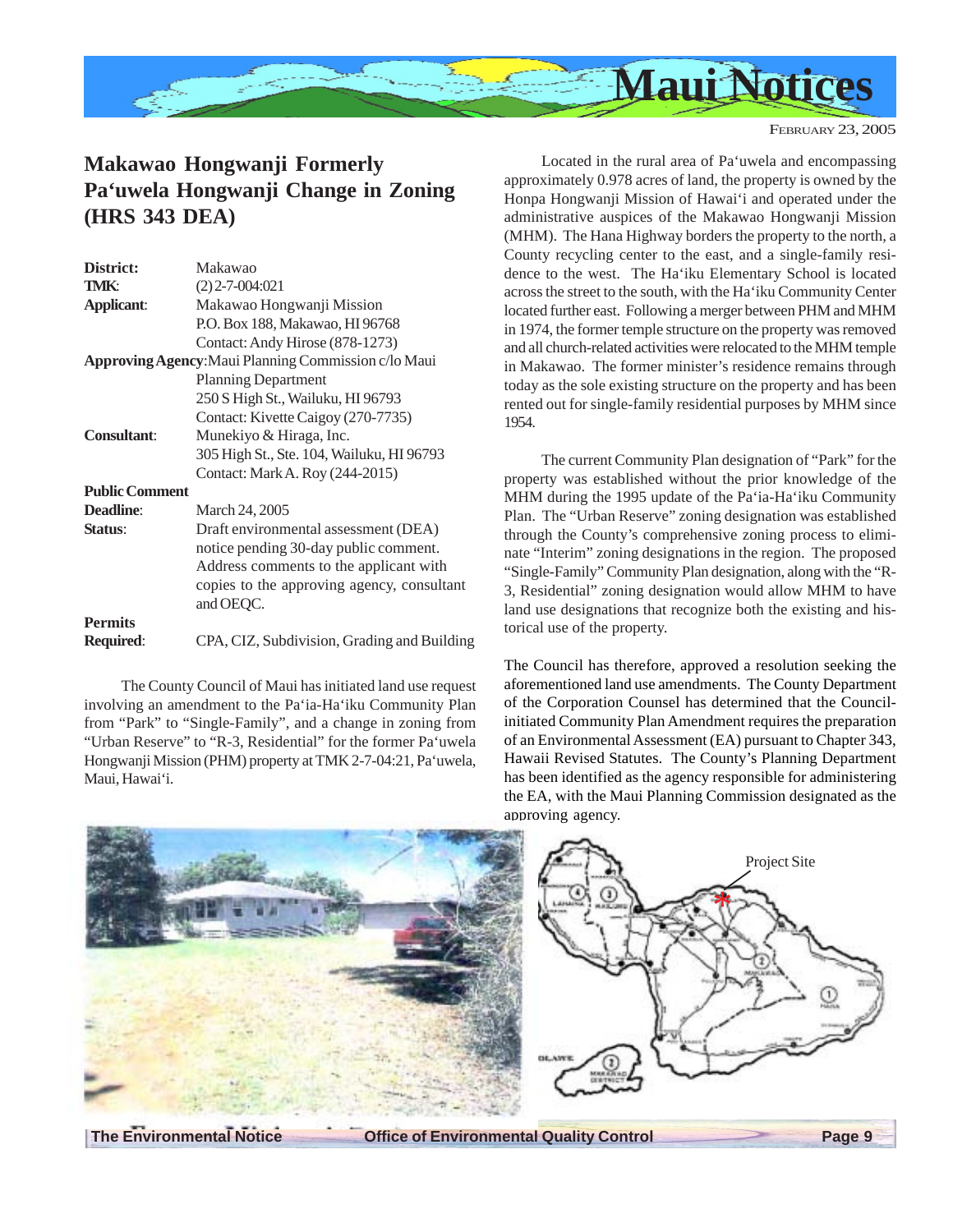## Makawao Hongwanji Formerly Pa'uwela Hongwanji Change in Zoning (HRS 343 DEA)

**District:** Makawao
**TMK:** (2) 2-7-004:021
**Applicant:** Makawao Hongwanji Mission
P.O. Box 188, Makawao, HI 96768
Contact: Andy Hirose (878-1273)
**Approving Agency:** Maui Planning Commission c/o Maui Planning Department
250 S High St., Wailuku, HI 96793
Contact: Kivette Caigoy (270-7735)
**Consultant:** Munekiyo & Hiraga, Inc.
305 High St., Ste. 104, Wailuku, HI 96793
Contact: Mark A. Roy (244-2015)
**Public Comment Deadline:** March 24, 2005
**Status:** Draft environmental assessment (DEA) notice pending 30-day public comment. Address comments to the applicant with copies to the approving agency, consultant and OEQC.
**Permits Required:** CPA, CIZ, Subdivision, Grading and Building

The County Council of Maui has initiated land use request involving an amendment to the Pa'ia-Ha'iku Community Plan from "Park" to "Single-Family", and a change in zoning from "Urban Reserve" to "R-3, Residential" for the former Pa'uwela Hongwanji Mission (PHM) property at TMK 2-7-04:21, Pa'uwela, Maui, Hawai'i.

Located in the rural area of Pa'uwela and encompassing approximately 0.978 acres of land, the property is owned by the Honpa Hongwanji Mission of Hawai'i and operated under the administrative auspices of the Makawao Hongwanji Mission (MHM). The Hana Highway borders the property to the north, a County recycling center to the east, and a single-family residence to the west. The Ha'iku Elementary School is located across the street to the south, with the Ha'iku Community Center located further east. Following a merger between PHM and MHM in 1974, the former temple structure on the property was removed and all church-related activities were relocated to the MHM temple in Makawao. The former minister's residence remains through today as the sole existing structure on the property and has been rented out for single-family residential purposes by MHM since 1954.

The current Community Plan designation of "Park" for the property was established without the prior knowledge of the MHM during the 1995 update of the Pa'ia-Ha'iku Community Plan. The "Urban Reserve" zoning designation was established through the County's comprehensive zoning process to eliminate "Interim" zoning designations in the region. The proposed "Single-Family" Community Plan designation, along with the "R-3, Residential" zoning designation would allow MHM to have land use designations that recognize both the existing and historical use of the property.

The Council has therefore, approved a resolution seeking the aforementioned land use amendments. The County Department of the Corporation Counsel has determined that the Council-initiated Community Plan Amendment requires the preparation of an Environmental Assessment (EA) pursuant to Chapter 343, Hawaii Revised Statutes. The County's Planning Department has been identified as the agency responsible for administering the EA, with the Maui Planning Commission designated as the approving agency.

Project Site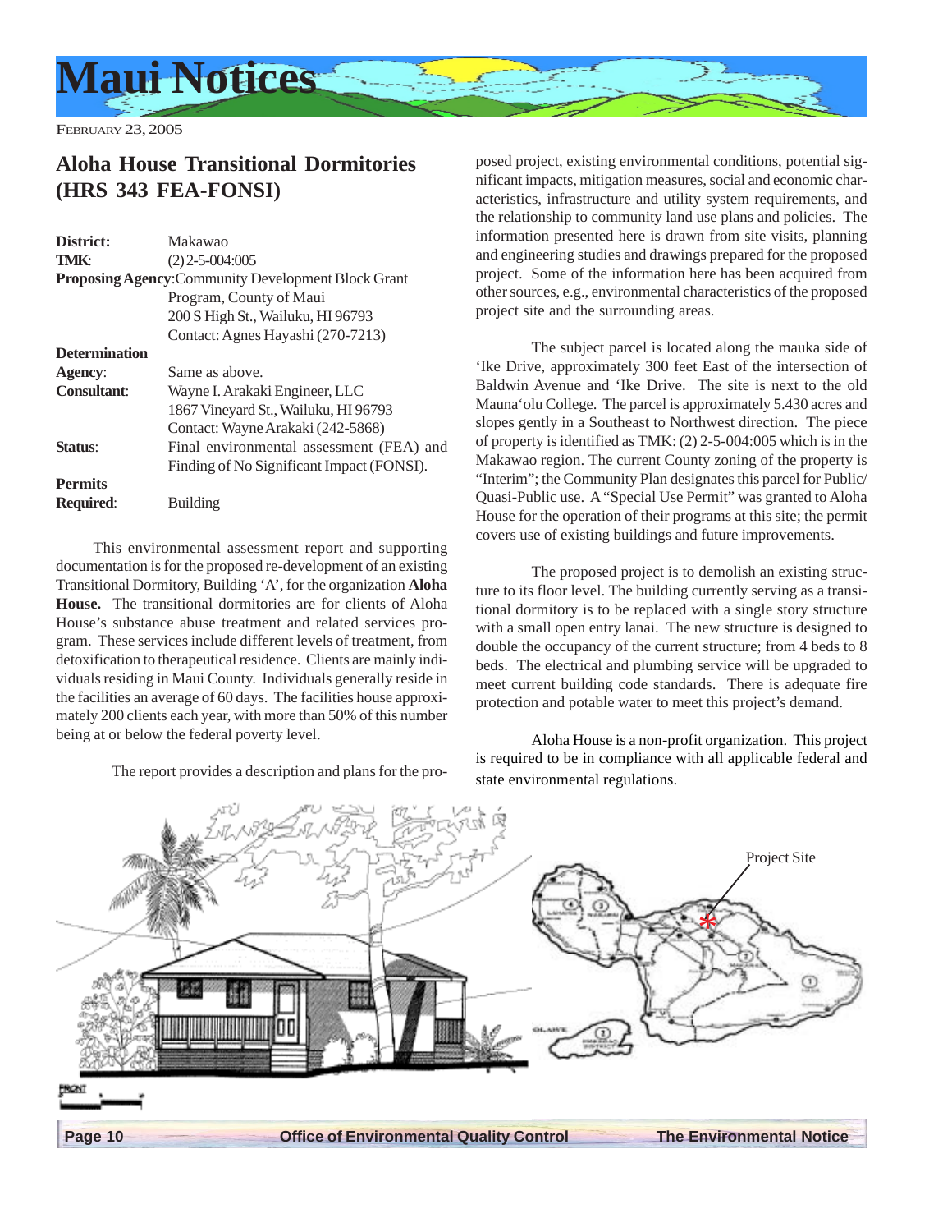## Aloha House Transitional Dormitories (HRS 343 FEA-FONSI)

**District:** Makawao
**TMK:** (2) 2-5-004:005
**Proposing Agency:** Community Development Block Grant Program, County of Maui
200 S High St., Wailuku, HI 96793
Contact: Agnes Hayashi (270-7213)
**Determination Agency:** Same as above.
**Consultant:** Wayne I. Arakaki Engineer, LLC
1867 Vineyard St., Wailuku, HI 96793
Contact: Wayne Arakaki (242-5868)
**Status:** Final environmental assessment (FEA) and Finding of No Significant Impact (FONSI).
**Permits Required:** Building

This environmental assessment report and supporting documentation is for the proposed re-development of an existing Transitional Dormitory, Building 'A', for the organization **Aloha House.** The transitional dormitories are for clients of Aloha House's substance abuse treatment and related services program. These services include different levels of treatment, from detoxification to therapeutical residence. Clients are mainly individuals residing in Maui County. Individuals generally reside in the facilities an average of 60 days. The facilities house approximately 200 clients each year, with more than 50% of this number being at or below the federal poverty level.

The report provides a description and plans for the proposed project, existing environmental conditions, potential significant impacts, mitigation measures, social and economic characteristics, infrastructure and utility system requirements, and the relationship to community land use plans and policies. The information presented here is drawn from site visits, planning and engineering studies and drawings prepared for the proposed project. Some of the information here has been acquired from other sources, e.g., environmental characteristics of the proposed project site and the surrounding areas.

The subject parcel is located along the mauka side of 'Ike Drive, approximately 300 feet East of the intersection of Baldwin Avenue and 'Ike Drive. The site is next to the old Mauna'olu College. The parcel is approximately 5.430 acres and slopes gently in a Southeast to Northwest direction. The piece of property is identified as TMK: (2) 2-5-004:005 which is in the Makawao region. The current County zoning of the property is "Interim"; the Community Plan designates this parcel for Public/Quasi-Public use. A "Special Use Permit" was granted to Aloha House for the operation of their programs at this site; the permit covers use of existing buildings and future improvements.

The proposed project is to demolish an existing structure to its floor level. The building currently serving as a transitional dormitory is to be replaced with a single story structure with a small open entry lanai. The new structure is designed to double the occupancy of the current structure; from 4 beds to 8 beds. The electrical and plumbing service will be upgraded to meet current building code standards. There is adequate fire protection and potable water to meet this project's demand.

Aloha House is a non-profit organization. This project is required to be in compliance with all applicable federal and state environmental regulations.

FRONT

Project Site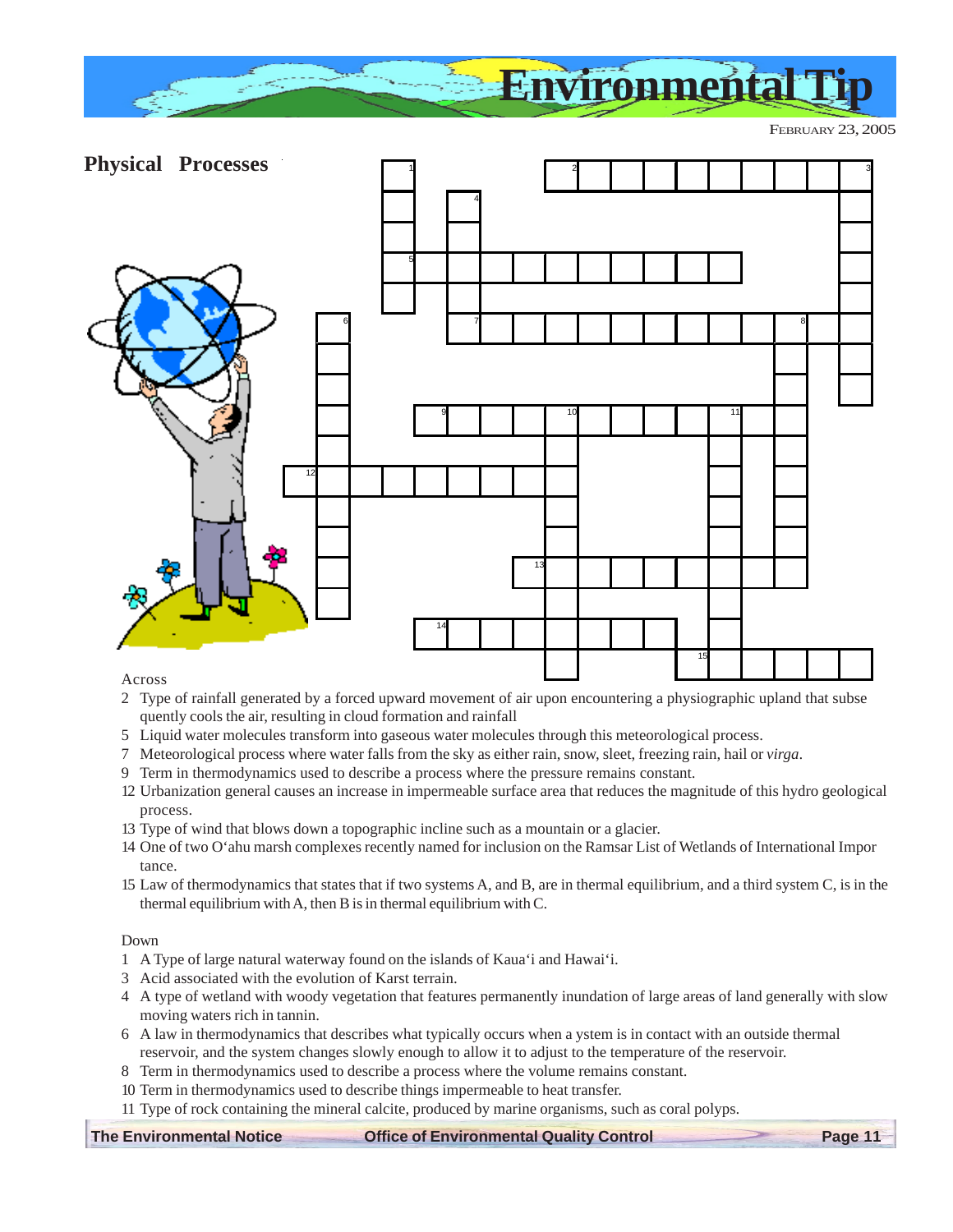# Environmental Tip

February 23, 2005

## Physical Processes

Across

2 Type of rainfall generated by a forced upward movement of air upon encountering a physiographic upland that subse quently cools the air, resulting in cloud formation and rainfall

5 Liquid water molecules transform into gaseous water molecules through this meteorological process.

7 Meteorological process where water falls from the sky as either rain, snow, sleet, freezing rain, hail or *virga*.

9 Term in thermodynamics used to describe a process where the pressure remains constant.

12 Urbanization general causes an increase in impermeable surface area that reduces the magnitude of this hydro geological process.

13 Type of wind that blows down a topographic incline such as a mountain or a glacier.

14 One of two O'ahu marsh complexes recently named for inclusion on the Ramsar List of Wetlands of International Impor tance.

15 Law of thermodynamics that states that if two systems A, and B, are in thermal equilibrium, and a third system C, is in the thermal equilibrium with A, then B is in thermal equilibrium with C.

Down

1 A Type of large natural waterway found on the islands of Kaua'i and Hawai'i.

3 Acid associated with the evolution of Karst terrain.

4 A type of wetland with woody vegetation that features permanently inundation of large areas of land generally with slow moving waters rich in tannin.

6 A law in thermodynamics that describes what typically occurs when a ystem is in contact with an outside thermal reservoir, and the system changes slowly enough to allow it to adjust to the temperature of the reservoir.

8 Term in thermodynamics used to describe a process where the volume remains constant.

10 Term in thermodynamics used to describe things impermeable to heat transfer.

11 Type of rock containing the mineral calcite, produced by marine organisms, such as coral polyps.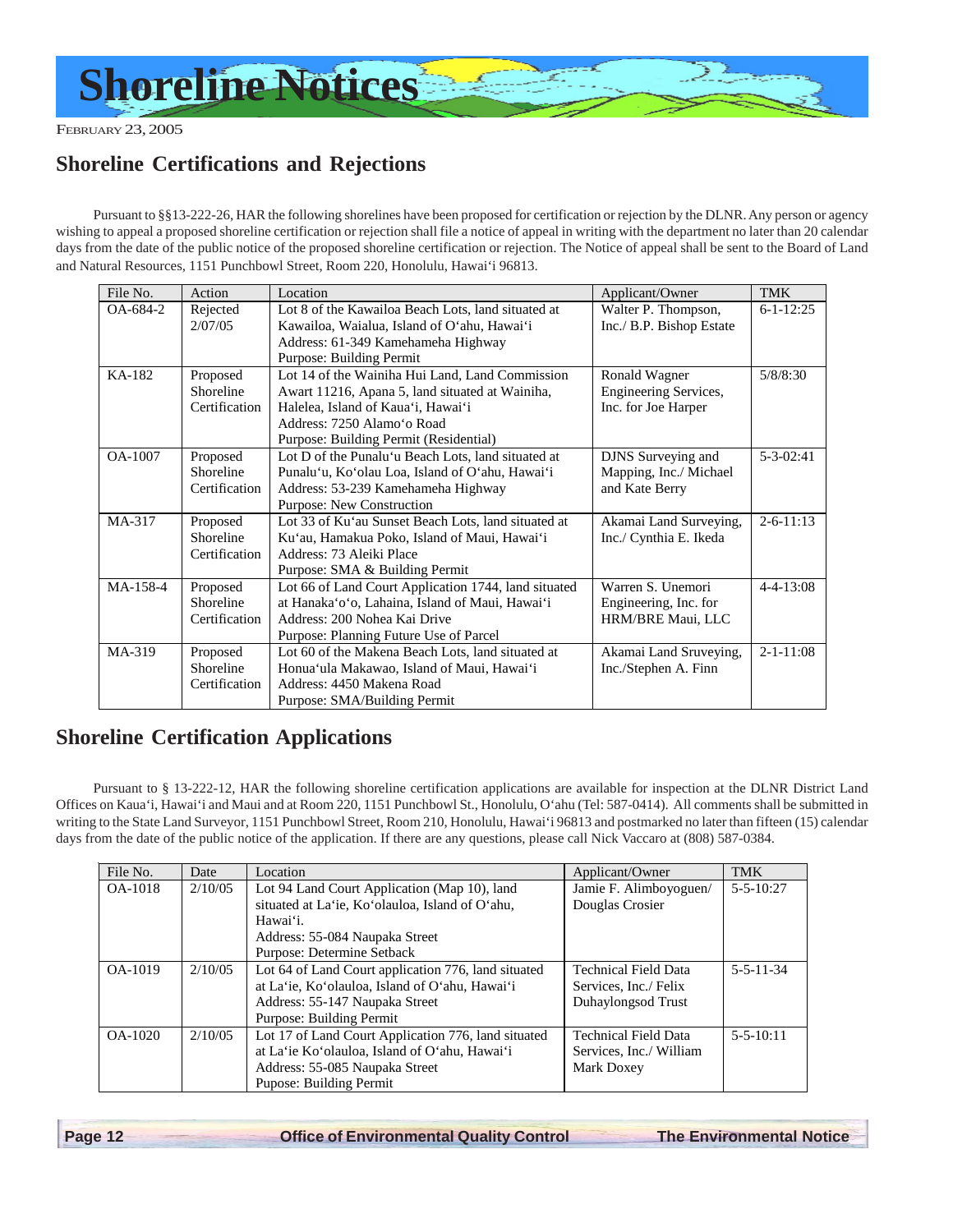# Shoreline Notices

FEBRUARY 23, 2005

## Shoreline Certifications and Rejections

Pursuant to §§13-222-26, HAR the following shorelines have been proposed for certification or rejection by the DLNR. Any person or agency wishing to appeal a proposed shoreline certification or rejection shall file a notice of appeal in writing with the department no later than 20 calendar days from the date of the public notice of the proposed shoreline certification or rejection. The Notice of appeal shall be sent to the Board of Land and Natural Resources, 1151 Punchbowl Street, Room 220, Honolulu, Hawai'i 96813.

| File No. | Action | Location | Applicant/Owner | TMK |
|---|---|---|---|---|
| OA-684-2 | Rejected 2/07/05 | Lot 8 of the Kawailoa Beach Lots, land situated at Kawailoa, Waialua, Island of O'ahu, Hawai'i<br>Address: 61-349 Kamehameha Highway<br>Purpose: Building Permit | Walter P. Thompson, Inc./ B.P. Bishop Estate | 6-1-12:25 |
| KA-182 | Proposed Shoreline Certification | Lot 14 of the Wainiha Hui Land, Land Commission Awart 11216, Apana 5, land situated at Wainiha, Halelea, Island of Kaua'i, Hawai'i<br>Address: 7250 Alamo'o Road<br>Purpose: Building Permit (Residential) | Ronald Wagner Engineering Services, Inc. for Joe Harper | 5/8/8:30 |
| OA-1007 | Proposed Shoreline Certification | Lot D of the Punalu'u Beach Lots, land situated at Punalu'u, Ko'olau Loa, Island of O'ahu, Hawai'i<br>Address: 53-239 Kamehameha Highway<br>Purpose: New Construction | DJNS Surveying and Mapping, Inc./ Michael and Kate Berry | 5-3-02:41 |
| MA-317 | Proposed Shoreline Certification | Lot 33 of Ku'au Sunset Beach Lots, land situated at Ku'au, Hamakua Poko, Island of Maui, Hawai'i<br>Address: 73 Aleiki Place<br>Purpose: SMA & Building Permit | Akamai Land Surveying, Inc./ Cynthia E. Ikeda | 2-6-11:13 |
| MA-158-4 | Proposed Shoreline Certification | Lot 66 of Land Court Application 1744, land situated at Hanaka'o'o, Lahaina, Island of Maui, Hawai'i<br>Address: 200 Nohea Kai Drive<br>Purpose: Planning Future Use of Parcel | Warren S. Unemori Engineering, Inc. for HRM/BRE Maui, LLC | 4-4-13:08 |
| MA-319 | Proposed Shoreline Certification | Lot 60 of the Makena Beach Lots, land situated at Honua'ula Makawao, Island of Maui, Hawai'i<br>Address: 4450 Makena Road<br>Purpose: SMA/Building Permit | Akamai Land Sruveying, Inc./Stephen A. Finn | 2-1-11:08 |

## Shoreline Certification Applications

Pursuant to § 13-222-12, HAR the following shoreline certification applications are available for inspection at the DLNR District Land Offices on Kaua'i, Hawai'i and Maui and at Room 220, 1151 Punchbowl St., Honolulu, O'ahu (Tel: 587-0414). All comments shall be submitted in writing to the State Land Surveyor, 1151 Punchbowl Street, Room 210, Honolulu, Hawai'i 96813 and postmarked no later than fifteen (15) calendar days from the date of the public notice of the application. If there are any questions, please call Nick Vaccaro at (808) 587-0384.

| File No. | Date | Location | Applicant/Owner | TMK |
|---|---|---|---|---|
| OA-1018 | 2/10/05 | Lot 94 Land Court Application (Map 10), land situated at La'ie, Ko'olauloa, Island of O'ahu, Hawai'i.<br>Address: 55-084 Naupaka Street<br>Purpose: Determine Setback | Jamie F. Alimboyoguen/ Douglas Crosier | 5-5-10:27 |
| OA-1019 | 2/10/05 | Lot 64 of Land Court application 776, land situated at La'ie, Ko'olauloa, Island of O'ahu, Hawai'i<br>Address: 55-147 Naupaka Street<br>Purpose: Building Permit | Technical Field Data Services, Inc./ Felix Duhaylongsod Trust | 5-5-11-34 |
| OA-1020 | 2/10/05 | Lot 17 of Land Court Application 776, land situated at La'ie Ko'olauloa, Island of O'ahu, Hawai'i<br>Address: 55-085 Naupaka Street<br>Pupose: Building Permit | Technical Field Data Services, Inc./ William Mark Doxey | 5-5-10:11 |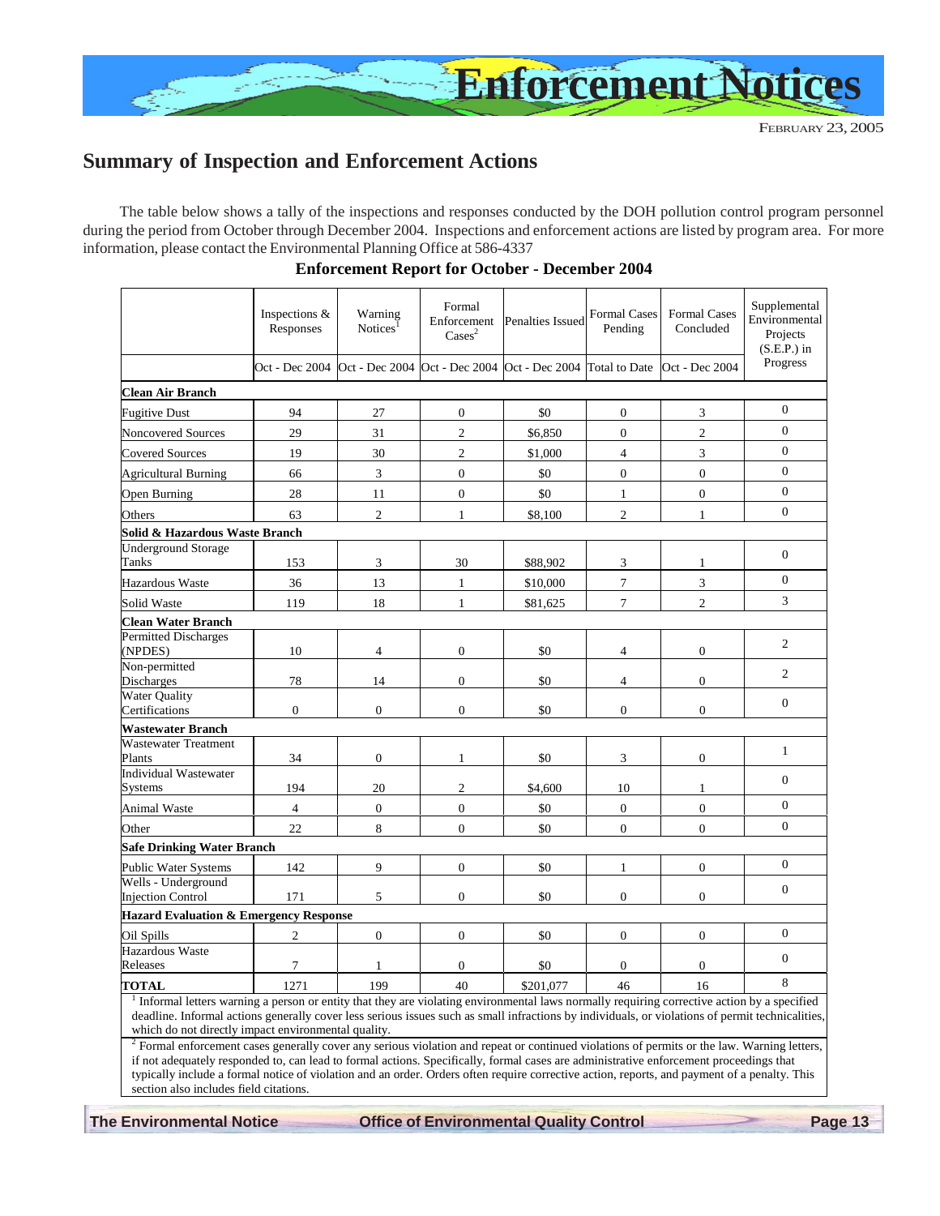## Summary of Inspection and Enforcement Actions

The table below shows a tally of the inspections and responses conducted by the DOH pollution control program personnel during the period from October through December 2004. Inspections and enforcement actions are listed by program area. For more information, please contact the Environmental Planning Office at 586-4337

**Enforcement Report for October - December 2004**

| | Inspections & Responses | Warning Notices[1] | Formal Enforcement Cases[2] | Penalties Issued | Formal Cases Pending | Formal Cases Concluded | Supplemental Environmental Projects (S.E.P.) in Progress |
|---|---|---|---|---|---|---|---|
| | Oct - Dec 2004 | Oct - Dec 2004 | Oct - Dec 2004 | Oct - Dec 2004 | Total to Date | Oct - Dec 2004 | |
| **Clean Air Branch** | | | | | | | |
| Fugitive Dust | 94 | 27 | 0 | $0 | 0 | 3 | 0 |
| Noncovered Sources | 29 | 31 | 2 | $6,850 | 0 | 2 | 0 |
| Covered Sources | 19 | 30 | 2 | $1,000 | 4 | 3 | 0 |
| Agricultural Burning | 66 | 3 | 0 | $0 | 0 | 0 | 0 |
| Open Burning | 28 | 11 | 0 | $0 | 1 | 0 | 0 |
| Others | 63 | 2 | 1 | $8,100 | 2 | 1 | 0 |
| **Solid & Hazardous Waste Branch** | | | | | | | |
| Underground Storage Tanks | 153 | 3 | 30 | $88,902 | 3 | 1 | 0 |
| Hazardous Waste | 36 | 13 | 1 | $10,000 | 7 | 3 | 0 |
| Solid Waste | 119 | 18 | 1 | $81,625 | 7 | 2 | 3 |
| **Clean Water Branch** | | | | | | | |
| Permitted Discharges (NPDES) | 10 | 4 | 0 | $0 | 4 | 0 | 2 |
| Non-permitted Discharges | 78 | 14 | 0 | $0 | 4 | 0 | 2 |
| Water Quality Certifications | 0 | 0 | 0 | $0 | 0 | 0 | 0 |
| **Wastewater Branch** | | | | | | | |
| Wastewater Treatment Plants | 34 | 0 | 1 | $0 | 3 | 0 | 1 |
| Individual Wastewater Systems | 194 | 20 | 2 | $4,600 | 10 | 1 | 0 |
| Animal Waste | 4 | 0 | 0 | $0 | 0 | 0 | 0 |
| Other | 22 | 8 | 0 | $0 | 0 | 0 | 0 |
| **Safe Drinking Water Branch** | | | | | | | |
| Public Water Systems | 142 | 9 | 0 | $0 | 1 | 0 | 0 |
| Wells - Underground Injection Control | 171 | 5 | 0 | $0 | 0 | 0 | 0 |
| **Hazard Evaluation & Emergency Response** | | | | | | | |
| Oil Spills | 2 | 0 | 0 | $0 | 0 | 0 | 0 |
| Hazardous Waste Releases | 7 | 1 | 0 | $0 | 0 | 0 | 0 |
| **TOTAL** | 1271 | 199 | 40 | $201,077 | 46 | 16 | 8 |

[1] Informal letters warning a person or entity that they are violating environmental laws normally requiring corrective action by a specified deadline. Informal actions generally cover less serious issues such as small infractions by individuals, or violations of permit technicalities, which do not directly impact environmental quality.

[2] Formal enforcement cases generally cover any serious violation and repeat or continued violations of permits or the law. Warning letters, if not adequately responded to, can lead to formal actions. Specifically, formal cases are administrative enforcement proceedings that typically include a formal notice of violation and an order. Orders often require corrective action, reports, and payment of a penalty. This section also includes field citations.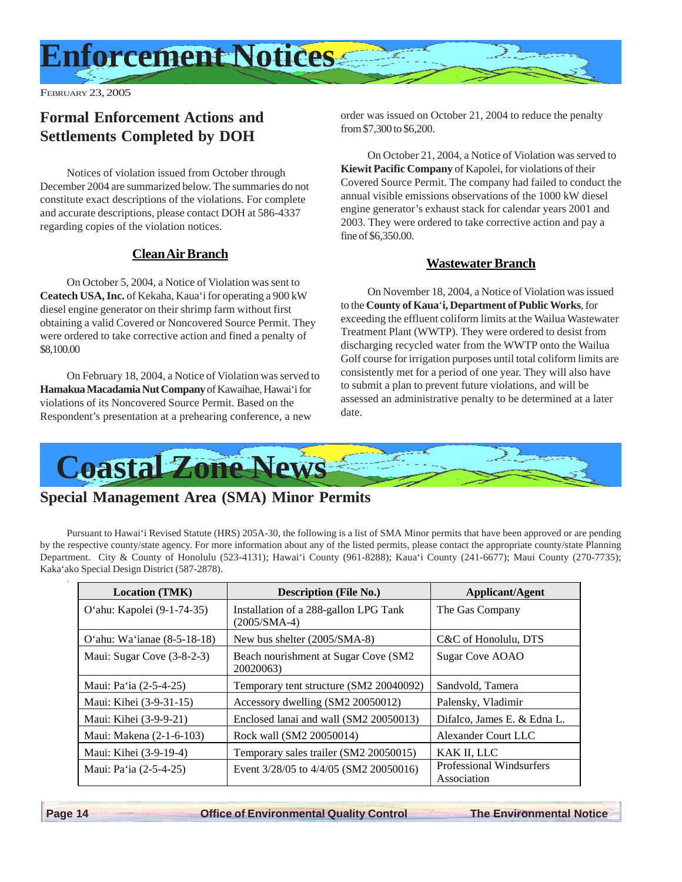# Enforcement Notices

FEBRUARY 23, 2005

## Formal Enforcement Actions and Settlements Completed by DOH

Notices of violation issued from October through December 2004 are summarized below. The summaries do not constitute exact descriptions of the violations. For complete and accurate descriptions, please contact DOH at 586-4337 regarding copies of the violation notices.

### Clean Air Branch

On October 5, 2004, a Notice of Violation was sent to **Ceatech USA, Inc.** of Kekaha, Kaua'i for operating a 900 kW diesel engine generator on their shrimp farm without first obtaining a valid Covered or Noncovered Source Permit. They were ordered to take corrective action and fined a penalty of $8,100.00

On February 18, 2004, a Notice of Violation was served to **Hamakua Macadamia Nut Company** of Kawaihae, Hawai'i for violations of its Noncovered Source Permit. Based on the Respondent's presentation at a prehearing conference, a new order was issued on October 21, 2004 to reduce the penalty from $7,300 to $6,200.

On October 21, 2004, a Notice of Violation was served to **Kiewit Pacific Company** of Kapolei, for violations of their Covered Source Permit. The company had failed to conduct the annual visible emissions observations of the 1000 kW diesel engine generator's exhaust stack for calendar years 2001 and 2003. They were ordered to take corrective action and pay a fine of $6,350.00.

### Wastewater Branch

On November 18, 2004, a Notice of Violation was issued to the **County of Kaua'i, Department of Public Works**, for exceeding the effluent coliform limits at the Wailua Wastewater Treatment Plant (WWTP). They were ordered to desist from discharging recycled water from the WWTP onto the Wailua Golf course for irrigation purposes until total coliform limits are consistently met for a period of one year. They will also have to submit a plan to prevent future violations, and will be assessed an administrative penalty to be determined at a later date.

# Coastal Zone News

## Special Management Area (SMA) Minor Permits

Pursuant to Hawai'i Revised Statute (HRS) 205A-30, the following is a list of SMA Minor permits that have been approved or are pending by the respective county/state agency. For more information about any of the listed permits, please contact the appropriate county/state Planning Department. City & County of Honolulu (523-4131); Hawai'i County (961-8288); Kaua'i County (241-6677); Maui County (270-7735); Kaka'ako Special Design District (587-2878).

| Location (TMK) | Description (File No.) | Applicant/Agent |
|---|---|---|
| O'ahu: Kapolei (9-1-74-35) | Installation of a 288-gallon LPG Tank (2005/SMA-4) | The Gas Company |
| O'ahu: Wa'ianae (8-5-18-18) | New bus shelter (2005/SMA-8) | C&C of Honolulu, DTS |
| Maui: Sugar Cove (3-8-2-3) | Beach nourishment at Sugar Cove (SM2 20020063) | Sugar Cove AOAO |
| Maui: Pa'ia (2-5-4-25) | Temporary tent structure (SM2 20040092) | Sandvold, Tamera |
| Maui: Kihei (3-9-31-15) | Accessory dwelling (SM2 20050012) | Palensky, Vladimir |
| Maui: Kihei (3-9-9-21) | Enclosed lanai and wall (SM2 20050013) | Difalco, James E. & Edna L. |
| Maui: Makena (2-1-6-103) | Rock wall (SM2 20050014) | Alexander Court LLC |
| Maui: Kihei (3-9-19-4) | Temporary sales trailer (SM2 20050015) | KAK II, LLC |
| Maui: Pa'ia (2-5-4-25) | Event 3/28/05 to 4/4/05 (SM2 20050016) | Professional Windsurfers Association |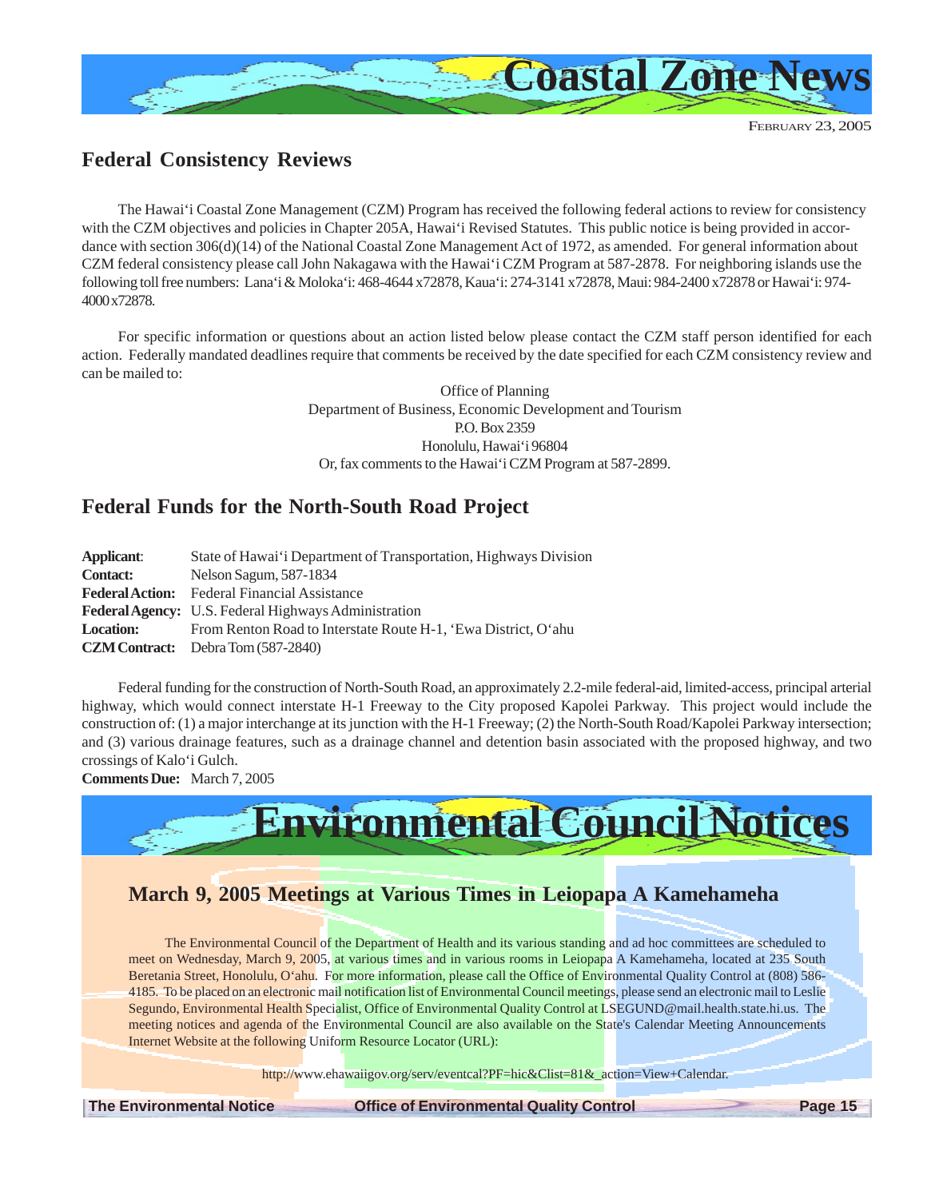# Coastal Zone News

February 23, 2005

## Federal Consistency Reviews

The Hawai'i Coastal Zone Management (CZM) Program has received the following federal actions to review for consistency with the CZM objectives and policies in Chapter 205A, Hawai'i Revised Statutes. This public notice is being provided in accordance with section 306(d)(14) of the National Coastal Zone Management Act of 1972, as amended. For general information about CZM federal consistency please call John Nakagawa with the Hawai'i CZM Program at 587-2878. For neighboring islands use the following toll free numbers: Lana'i & Moloka'i: 468-4644 x72878, Kaua'i: 274-3141 x72878, Maui: 984-2400 x72878 or Hawai'i: 974-4000 x72878.

For specific information or questions about an action listed below please contact the CZM staff person identified for each action. Federally mandated deadlines require that comments be received by the date specified for each CZM consistency review and can be mailed to:

Office of Planning
Department of Business, Economic Development and Tourism
P.O. Box 2359
Honolulu, Hawai'i 96804
Or, fax comments to the Hawai'i CZM Program at 587-2899.

## Federal Funds for the North-South Road Project

**Applicant**: State of Hawai'i Department of Transportation, Highways Division
**Contact:** Nelson Sagum, 587-1834
**Federal Action:** Federal Financial Assistance
**Federal Agency:** U.S. Federal Highways Administration
**Location:** From Renton Road to Interstate Route H-1, 'Ewa District, O'ahu
**CZM Contract:** Debra Tom (587-2840)

Federal funding for the construction of North-South Road, an approximately 2.2-mile federal-aid, limited-access, principal arterial highway, which would connect interstate H-1 Freeway to the City proposed Kapolei Parkway. This project would include the construction of: (1) a major interchange at its junction with the H-1 Freeway; (2) the North-South Road/Kapolei Parkway intersection; and (3) various drainage features, such as a drainage channel and detention basin associated with the proposed highway, and two crossings of Kalo'i Gulch.

**Comments Due:** March 7, 2005

# Environmental Council Notices

## March 9, 2005 Meetings at Various Times in Leiopapa A Kamehameha

The Environmental Council of the Department of Health and its various standing and ad hoc committees are scheduled to meet on Wednesday, March 9, 2005, at various times and in various rooms in Leiopapa A Kamehameha, located at 235 South Beretania Street, Honolulu, O'ahu. For more information, please call the Office of Environmental Quality Control at (808) 586-4185. To be placed on an electronic mail notification list of Environmental Council meetings, please send an electronic mail to Leslie Segundo, Environmental Health Specialist, Office of Environmental Quality Control at LSEGUND@mail.health.state.hi.us. The meeting notices and agenda of the Environmental Council are also available on the State's Calendar Meeting Announcements Internet Website at the following Uniform Resource Locator (URL):

http://www.ehawaiigov.org/serv/eventcal?PF=hic&Clist=81&_action=View+Calendar.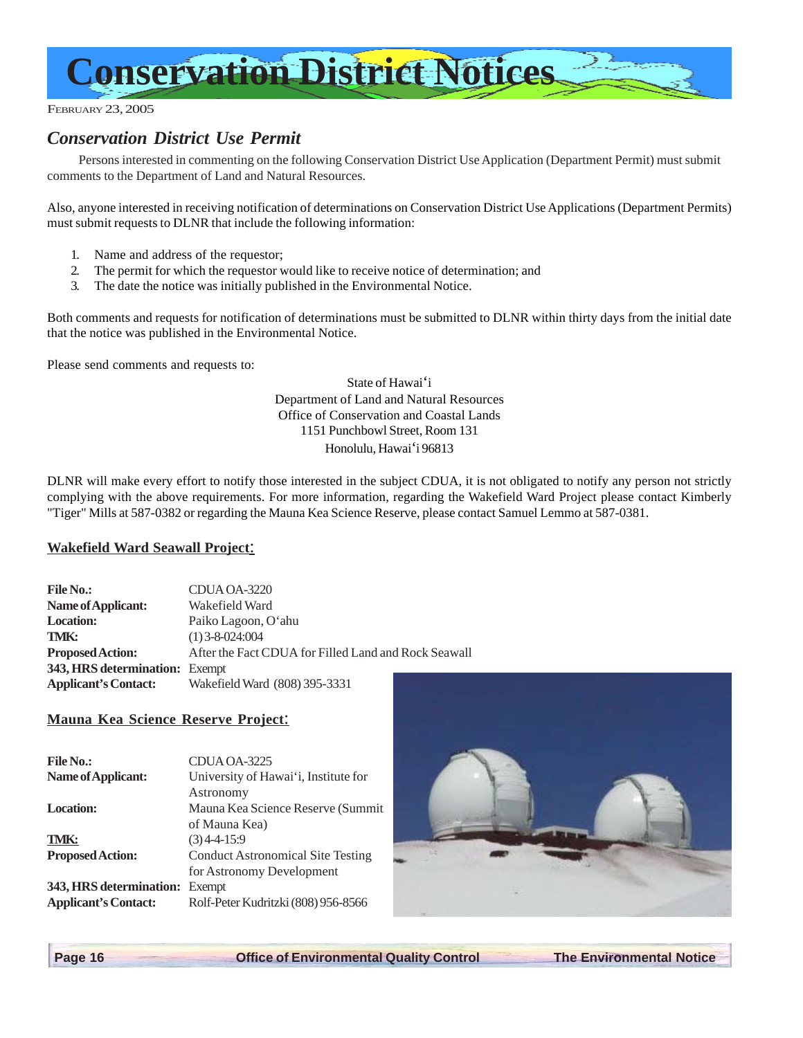# Conservation District Notices

FEBRUARY 23, 2005

## *Conservation District Use Permit*

Persons interested in commenting on the following Conservation District Use Application (Department Permit) must submit comments to the Department of Land and Natural Resources.

Also, anyone interested in receiving notification of determinations on Conservation District Use Applications (Department Permits) must submit requests to DLNR that include the following information:

1. Name and address of the requestor;
2. The permit for which the requestor would like to receive notice of determination; and
3. The date the notice was initially published in the Environmental Notice.

Both comments and requests for notification of determinations must be submitted to DLNR within thirty days from the initial date that the notice was published in the Environmental Notice.

Please send comments and requests to:

State of Hawai'i
Department of Land and Natural Resources
Office of Conservation and Coastal Lands
1151 Punchbowl Street, Room 131
Honolulu, Hawai'i 96813

DLNR will make every effort to notify those interested in the subject CDUA, it is not obligated to notify any person not strictly complying with the above requirements. For more information, regarding the Wakefield Ward Project please contact Kimberly "Tiger" Mills at 587-0382 or regarding the Mauna Kea Science Reserve, please contact Samuel Lemmo at 587-0381.

### Wakefield Ward Seawall Project:

| | |
|---|---|
| **File No.:** | CDUA OA-3220 |
| **Name of Applicant:** | Wakefield Ward |
| **Location:** | Paiko Lagoon, O'ahu |
| **TMK:** | (1) 3-8-024:004 |
| **Proposed Action:** | After the Fact CDUA for Filled Land and Rock Seawall |
| **343, HRS determination:** | Exempt |
| **Applicant's Contact:** | Wakefield Ward (808) 395-3331 |

### Mauna Kea Science Reserve Project:

| | |
|---|---|
| **File No.:** | CDUA OA-3225 |
| **Name of Applicant:** | University of Hawai'i, Institute for Astronomy |
| **Location:** | Mauna Kea Science Reserve (Summit of Mauna Kea) |
| **TMK:** | (3) 4-4-15:9 |
| **Proposed Action:** | Conduct Astronomical Site Testing for Astronomy Development |
| **343, HRS determination:** | Exempt |
| **Applicant's Contact:** | Rolf-Peter Kudritzki (808) 956-8566 |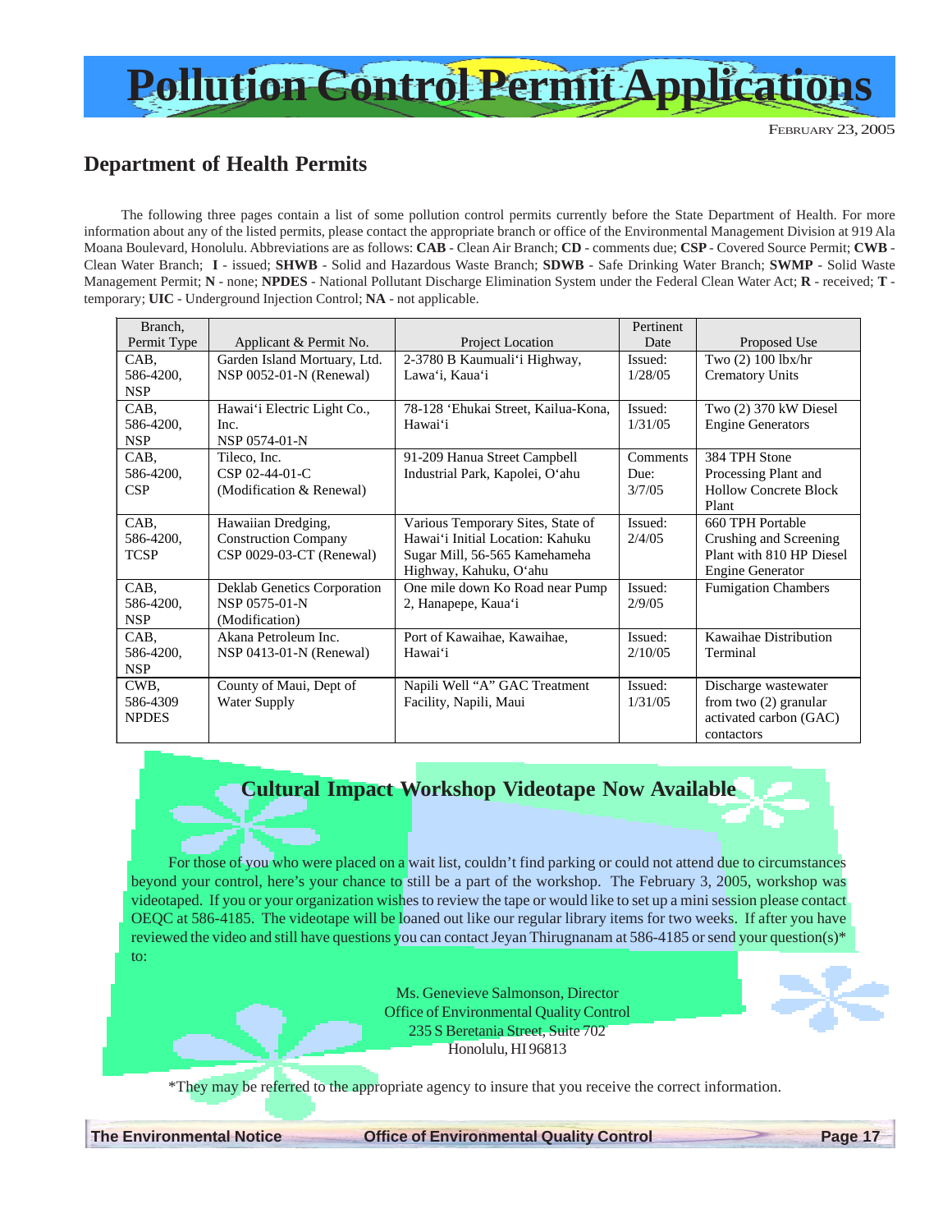# Pollution Control Permit Applications

FEBRUARY 23, 2005

## Department of Health Permits

The following three pages contain a list of some pollution control permits currently before the State Department of Health. For more information about any of the listed permits, please contact the appropriate branch or office of the Environmental Management Division at 919 Ala Moana Boulevard, Honolulu. Abbreviations are as follows: **CAB** - Clean Air Branch; **CD** - comments due; **CSP** - Covered Source Permit; **CWB** - Clean Water Branch; **I** - issued; **SHWB** - Solid and Hazardous Waste Branch; **SDWB** - Safe Drinking Water Branch; **SWMP** - Solid Waste Management Permit; **N** - none; **NPDES** - National Pollutant Discharge Elimination System under the Federal Clean Water Act; **R** - received; **T** - temporary; **UIC** - Underground Injection Control; **NA** - not applicable.

| Branch, Permit Type | Applicant & Permit No. | Project Location | Pertinent Date | Proposed Use |
|---|---|---|---|---|
| CAB, 586-4200, NSP | Garden Island Mortuary, Ltd. NSP 0052-01-N (Renewal) | 2-3780 B Kaumuali‘i Highway, Lawa‘i, Kaua‘i | Issued: 1/28/05 | Two (2) 100 lbx/hr Crematory Units |
| CAB, 586-4200, NSP | Hawai‘i Electric Light Co., Inc. NSP 0574-01-N | 78-128 ‘Ehukai Street, Kailua-Kona, Hawai‘i | Issued: 1/31/05 | Two (2) 370 kW Diesel Engine Generators |
| CAB, 586-4200, CSP | Tileco, Inc. CSP 02-44-01-C (Modification & Renewal) | 91-209 Hanua Street Campbell Industrial Park, Kapolei, O‘ahu | Comments Due: 3/7/05 | 384 TPH Stone Processing Plant and Hollow Concrete Block Plant |
| CAB, 586-4200, TCSP | Hawaiian Dredging, Construction Company CSP 0029-03-CT (Renewal) | Various Temporary Sites, State of Hawai‘i Initial Location: Kahuku Sugar Mill, 56-565 Kamehameha Highway, Kahuku, O‘ahu | Issued: 2/4/05 | 660 TPH Portable Crushing and Screening Plant with 810 HP Diesel Engine Generator |
| CAB, 586-4200, NSP | Deklab Genetics Corporation NSP 0575-01-N (Modification) | One mile down Ko Road near Pump 2, Hanapepe, Kaua‘i | Issued: 2/9/05 | Fumigation Chambers |
| CAB, 586-4200, NSP | Akana Petroleum Inc. NSP 0413-01-N (Renewal) | Port of Kawaihae, Kawaihae, Hawai‘i | Issued: 2/10/05 | Kawaihae Distribution Terminal |
| CWB, 586-4309 NPDES | County of Maui, Dept of Water Supply | Napili Well “A” GAC Treatment Facility, Napili, Maui | Issued: 1/31/05 | Discharge wastewater from two (2) granular activated carbon (GAC) contactors |

## Cultural Impact Workshop Videotape Now Available

For those of you who were placed on a wait list, couldn’t find parking or could not attend due to circumstances beyond your control, here’s your chance to still be a part of the workshop. The February 3, 2005, workshop was videotaped. If you or your organization wishes to review the tape or would like to set up a mini session please contact OEQC at 586-4185. The videotape will be loaned out like our regular library items for two weeks. If after you have reviewed the video and still have questions you can contact Jeyan Thirugnanam at 586-4185 or send your question(s)* to:

Ms. Genevieve Salmonson, Director
Office of Environmental Quality Control
235 S Beretania Street, Suite 702
Honolulu, HI 96813

*They may be referred to the appropriate agency to insure that you receive the correct information.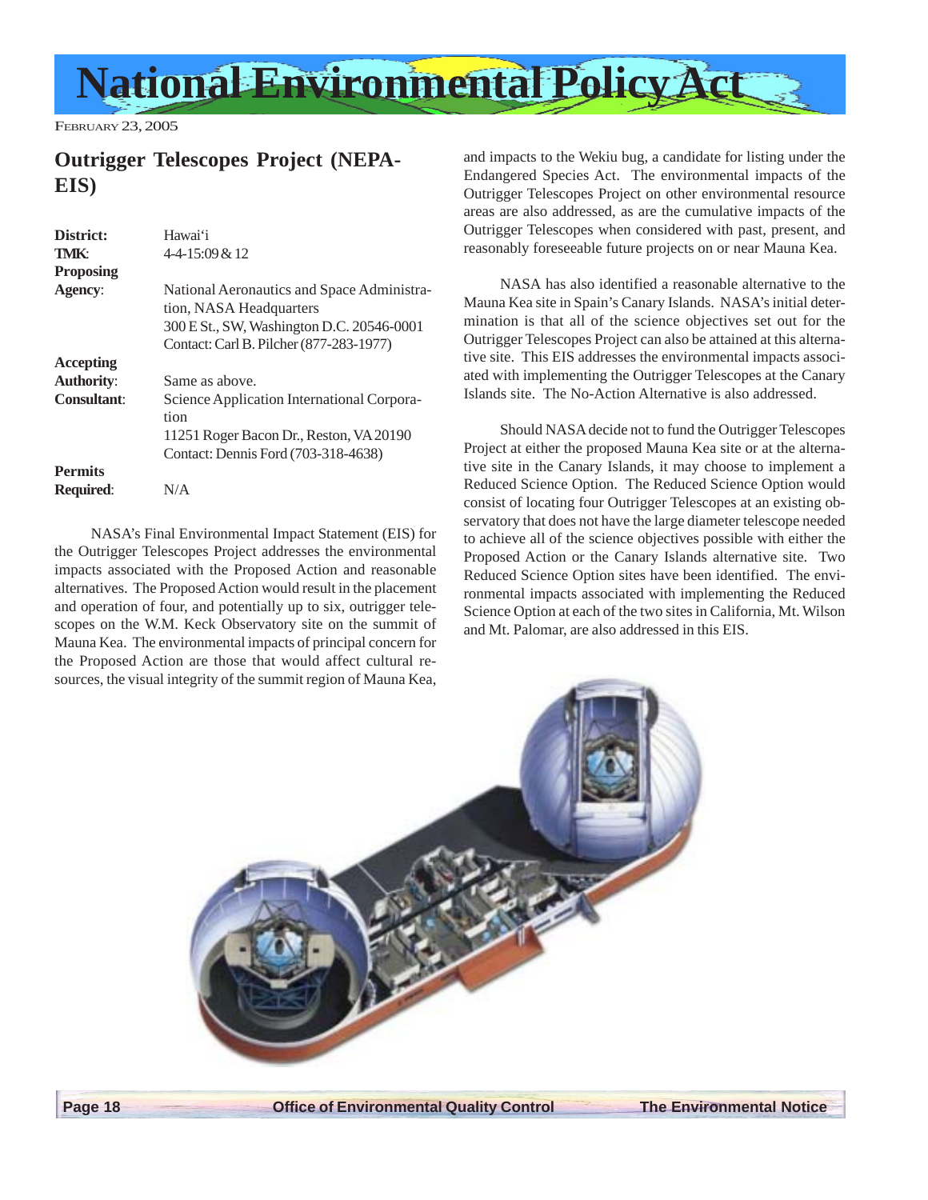# National Environmental Policy Act

FEBRUARY 23, 2005

## Outrigger Telescopes Project (NEPA-EIS)

| | |
|---|---|
| **District:** | Hawai'i |
| **TMK**: | 4-4-15:09 & 12 |
| **Proposing Agency**: | National Aeronautics and Space Administration, NASA Headquarters<br>300 E St., SW, Washington D.C. 20546-0001<br>Contact: Carl B. Pilcher (877-283-1977) |
| **Accepting Authority**: | Same as above. |
| **Consultant**: | Science Application International Corporation<br>11251 Roger Bacon Dr., Reston, VA 20190<br>Contact: Dennis Ford (703-318-4638) |
| **Permits Required**: | N/A |

NASA's Final Environmental Impact Statement (EIS) for the Outrigger Telescopes Project addresses the environmental impacts associated with the Proposed Action and reasonable alternatives. The Proposed Action would result in the placement and operation of four, and potentially up to six, outrigger telescopes on the W.M. Keck Observatory site on the summit of Mauna Kea. The environmental impacts of principal concern for the Proposed Action are those that would affect cultural resources, the visual integrity of the summit region of Mauna Kea, and impacts to the Wekiu bug, a candidate for listing under the Endangered Species Act. The environmental impacts of the Outrigger Telescopes Project on other environmental resource areas are also addressed, as are the cumulative impacts of the Outrigger Telescopes when considered with past, present, and reasonably foreseeable future projects on or near Mauna Kea.

NASA has also identified a reasonable alternative to the Mauna Kea site in Spain's Canary Islands. NASA's initial determination is that all of the science objectives set out for the Outrigger Telescopes Project can also be attained at this alternative site. This EIS addresses the environmental impacts associated with implementing the Outrigger Telescopes at the Canary Islands site. The No-Action Alternative is also addressed.

Should NASA decide not to fund the Outrigger Telescopes Project at either the proposed Mauna Kea site or at the alternative site in the Canary Islands, it may choose to implement a Reduced Science Option. The Reduced Science Option would consist of locating four Outrigger Telescopes at an existing observatory that does not have the large diameter telescope needed to achieve all of the science objectives possible with either the Proposed Action or the Canary Islands alternative site. Two Reduced Science Option sites have been identified. The environmental impacts associated with implementing the Reduced Science Option at each of the two sites in California, Mt. Wilson and Mt. Palomar, are also addressed in this EIS.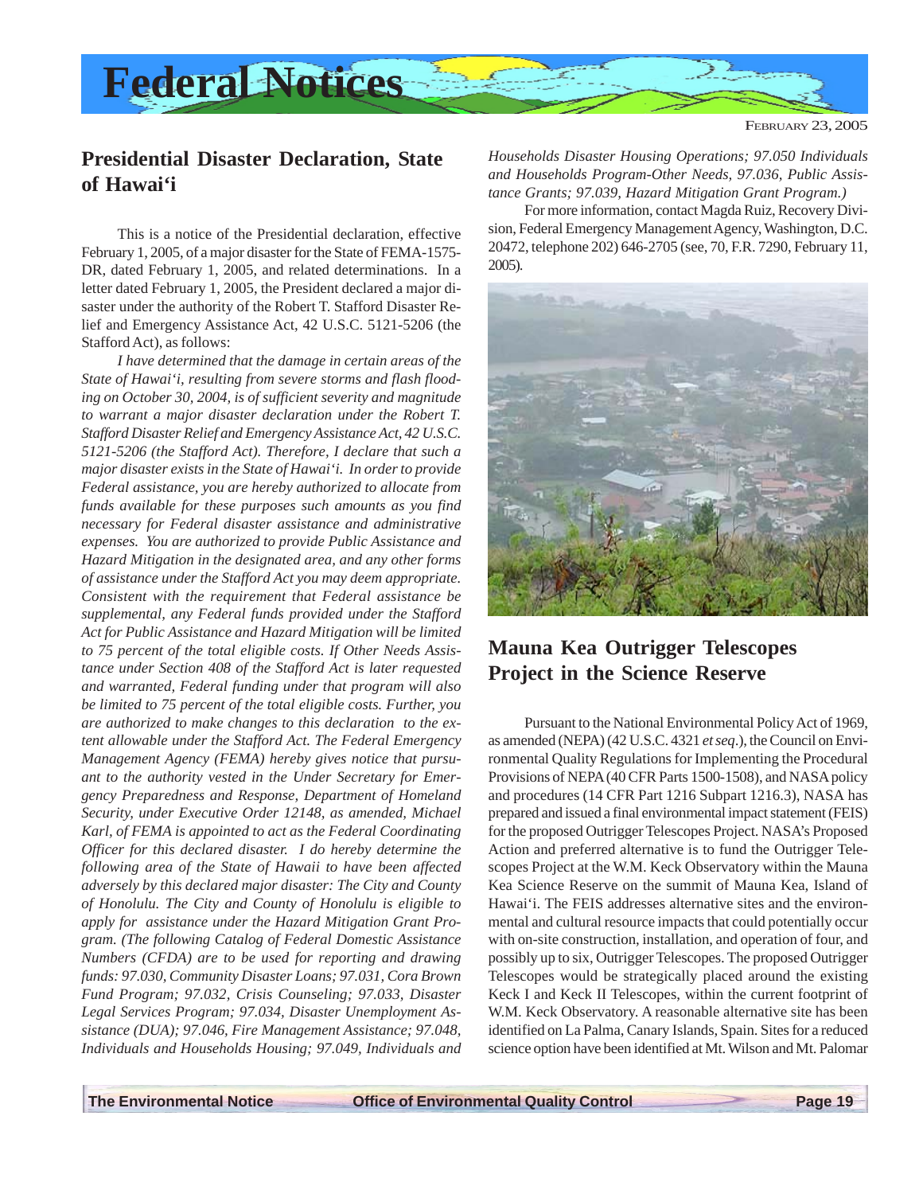# Federal Notices

FEBRUARY 23, 2005

## Presidential Disaster Declaration, State of Hawai'i

This is a notice of the Presidential declaration, effective February 1, 2005, of a major disaster for the State of FEMA-1575-DR, dated February 1, 2005, and related determinations. In a letter dated February 1, 2005, the President declared a major disaster under the authority of the Robert T. Stafford Disaster Relief and Emergency Assistance Act, 42 U.S.C. 5121-5206 (the Stafford Act), as follows:

*I have determined that the damage in certain areas of the State of Hawai'i, resulting from severe storms and flash flooding on October 30, 2004, is of sufficient severity and magnitude to warrant a major disaster declaration under the Robert T. Stafford Disaster Relief and Emergency Assistance Act, 42 U.S.C. 5121-5206 (the Stafford Act). Therefore, I declare that such a major disaster exists in the State of Hawai'i. In order to provide Federal assistance, you are hereby authorized to allocate from funds available for these purposes such amounts as you find necessary for Federal disaster assistance and administrative expenses. You are authorized to provide Public Assistance and Hazard Mitigation in the designated area, and any other forms of assistance under the Stafford Act you may deem appropriate. Consistent with the requirement that Federal assistance be supplemental, any Federal funds provided under the Stafford Act for Public Assistance and Hazard Mitigation will be limited to 75 percent of the total eligible costs. If Other Needs Assistance under Section 408 of the Stafford Act is later requested and warranted, Federal funding under that program will also be limited to 75 percent of the total eligible costs. Further, you are authorized to make changes to this declaration to the extent allowable under the Stafford Act. The Federal Emergency Management Agency (FEMA) hereby gives notice that pursuant to the authority vested in the Under Secretary for Emergency Preparedness and Response, Department of Homeland Security, under Executive Order 12148, as amended, Michael Karl, of FEMA is appointed to act as the Federal Coordinating Officer for this declared disaster. I do hereby determine the following area of the State of Hawaii to have been affected adversely by this declared major disaster: The City and County of Honolulu. The City and County of Honolulu is eligible to apply for assistance under the Hazard Mitigation Grant Program. (The following Catalog of Federal Domestic Assistance Numbers (CFDA) are to be used for reporting and drawing funds: 97.030, Community Disaster Loans; 97.031, Cora Brown Fund Program; 97.032, Crisis Counseling; 97.033, Disaster Legal Services Program; 97.034, Disaster Unemployment Assistance (DUA); 97.046, Fire Management Assistance; 97.048, Individuals and Households Housing; 97.049, Individuals and Households Disaster Housing Operations; 97.050 Individuals and Households Program-Other Needs, 97.036, Public Assistance Grants; 97.039, Hazard Mitigation Grant Program.)*

For more information, contact Magda Ruiz, Recovery Division, Federal Emergency Management Agency, Washington, D.C. 20472, telephone 202) 646-2705 (see, 70, F.R. 7290, February 11, 2005).

## Mauna Kea Outrigger Telescopes Project in the Science Reserve

Pursuant to the National Environmental Policy Act of 1969, as amended (NEPA) (42 U.S.C. 4321 *et seq*.), the Council on Environmental Quality Regulations for Implementing the Procedural Provisions of NEPA (40 CFR Parts 1500-1508), and NASA policy and procedures (14 CFR Part 1216 Subpart 1216.3), NASA has prepared and issued a final environmental impact statement (FEIS) for the proposed Outrigger Telescopes Project. NASA's Proposed Action and preferred alternative is to fund the Outrigger Telescopes Project at the W.M. Keck Observatory within the Mauna Kea Science Reserve on the summit of Mauna Kea, Island of Hawai'i. The FEIS addresses alternative sites and the environmental and cultural resource impacts that could potentially occur with on-site construction, installation, and operation of four, and possibly up to six, Outrigger Telescopes. The proposed Outrigger Telescopes would be strategically placed around the existing Keck I and Keck II Telescopes, within the current footprint of W.M. Keck Observatory. A reasonable alternative site has been identified on La Palma, Canary Islands, Spain. Sites for a reduced science option have been identified at Mt. Wilson and Mt. Palomar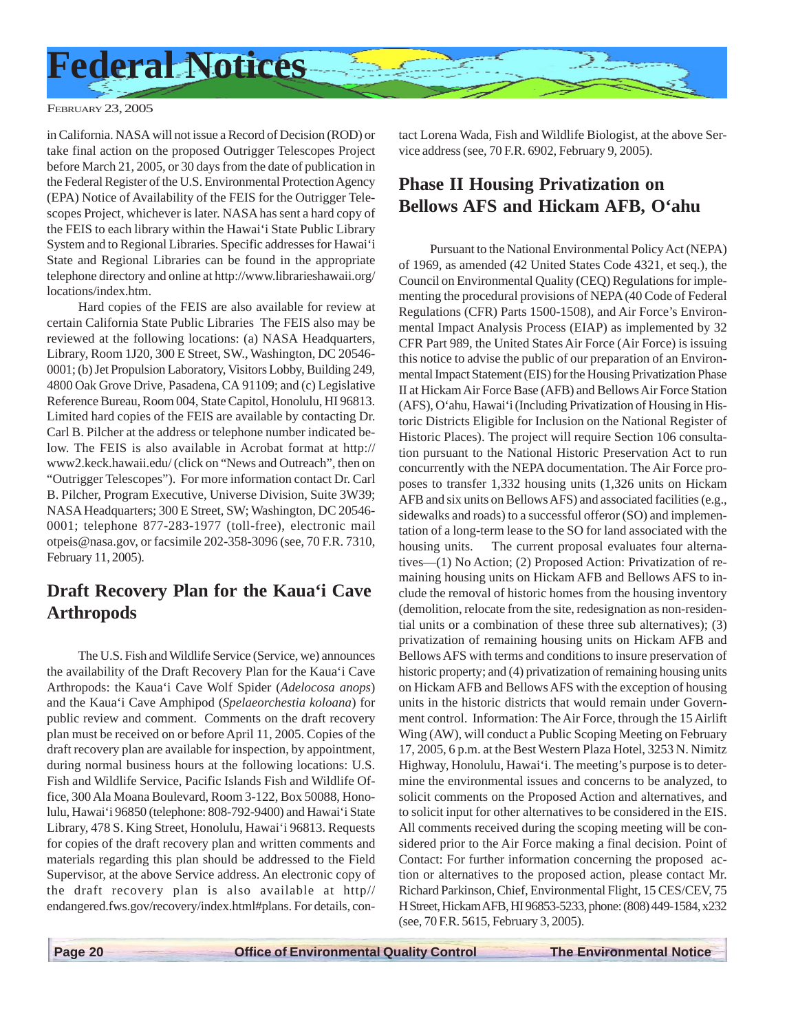in California. NASA will not issue a Record of Decision (ROD) or take final action on the proposed Outrigger Telescopes Project before March 21, 2005, or 30 days from the date of publication in the Federal Register of the U.S. Environmental Protection Agency (EPA) Notice of Availability of the FEIS for the Outrigger Telescopes Project, whichever is later. NASA has sent a hard copy of the FEIS to each library within the Hawai'i State Public Library System and to Regional Libraries. Specific addresses for Hawai'i State and Regional Libraries can be found in the appropriate telephone directory and online at http://www.librarieshawaii.org/locations/index.htm.

Hard copies of the FEIS are also available for review at certain California State Public Libraries The FEIS also may be reviewed at the following locations: (a) NASA Headquarters, Library, Room 1J20, 300 E Street, SW., Washington, DC 20546-0001; (b) Jet Propulsion Laboratory, Visitors Lobby, Building 249, 4800 Oak Grove Drive, Pasadena, CA 91109; and (c) Legislative Reference Bureau, Room 004, State Capitol, Honolulu, HI 96813. Limited hard copies of the FEIS are available by contacting Dr. Carl B. Pilcher at the address or telephone number indicated below. The FEIS is also available in Acrobat format at http://www2.keck.hawaii.edu/ (click on "News and Outreach", then on "Outrigger Telescopes"). For more information contact Dr. Carl B. Pilcher, Program Executive, Universe Division, Suite 3W39; NASA Headquarters; 300 E Street, SW; Washington, DC 20546-0001; telephone 877-283-1977 (toll-free), electronic mail otpeis@nasa.gov, or facsimile 202-358-3096 (see, 70 F.R. 7310, February 11, 2005).

## Draft Recovery Plan for the Kaua'i Cave Arthropods

The U.S. Fish and Wildlife Service (Service, we) announces the availability of the Draft Recovery Plan for the Kaua'i Cave Arthropods: the Kaua'i Cave Wolf Spider (*Adelocosa anops*) and the Kaua'i Cave Amphipod (*Spelaeorchestia koloana*) for public review and comment. Comments on the draft recovery plan must be received on or before April 11, 2005. Copies of the draft recovery plan are available for inspection, by appointment, during normal business hours at the following locations: U.S. Fish and Wildlife Service, Pacific Islands Fish and Wildlife Office, 300 Ala Moana Boulevard, Room 3-122, Box 50088, Honolulu, Hawai'i 96850 (telephone: 808-792-9400) and Hawai'i State Library, 478 S. King Street, Honolulu, Hawai'i 96813. Requests for copies of the draft recovery plan and written comments and materials regarding this plan should be addressed to the Field Supervisor, at the above Service address. An electronic copy of the draft recovery plan is also available at http://endangered.fws.gov/recovery/index.html#plans. For details, contact Lorena Wada, Fish and Wildlife Biologist, at the above Service address (see, 70 F.R. 6902, February 9, 2005).

## Phase II Housing Privatization on Bellows AFS and Hickam AFB, O'ahu

Pursuant to the National Environmental Policy Act (NEPA) of 1969, as amended (42 United States Code 4321, et seq.), the Council on Environmental Quality (CEQ) Regulations for implementing the procedural provisions of NEPA (40 Code of Federal Regulations (CFR) Parts 1500-1508), and Air Force's Environmental Impact Analysis Process (EIAP) as implemented by 32 CFR Part 989, the United States Air Force (Air Force) is issuing this notice to advise the public of our preparation of an Environmental Impact Statement (EIS) for the Housing Privatization Phase II at Hickam Air Force Base (AFB) and Bellows Air Force Station (AFS), O'ahu, Hawai'i (Including Privatization of Housing in Historic Districts Eligible for Inclusion on the National Register of Historic Places). The project will require Section 106 consultation pursuant to the National Historic Preservation Act to run concurrently with the NEPA documentation. The Air Force proposes to transfer 1,332 housing units (1,326 units on Hickam AFB and six units on Bellows AFS) and associated facilities (e.g., sidewalks and roads) to a successful offeror (SO) and implementation of a long-term lease to the SO for land associated with the housing units. The current proposal evaluates four alternatives—(1) No Action; (2) Proposed Action: Privatization of remaining housing units on Hickam AFB and Bellows AFS to include the removal of historic homes from the housing inventory (demolition, relocate from the site, redesignation as non-residential units or a combination of these three sub alternatives); (3) privatization of remaining housing units on Hickam AFB and Bellows AFS with terms and conditions to insure preservation of historic property; and (4) privatization of remaining housing units on Hickam AFB and Bellows AFS with the exception of housing units in the historic districts that would remain under Government control. Information: The Air Force, through the 15 Airlift Wing (AW), will conduct a Public Scoping Meeting on February 17, 2005, 6 p.m. at the Best Western Plaza Hotel, 3253 N. Nimitz Highway, Honolulu, Hawai'i. The meeting's purpose is to determine the environmental issues and concerns to be analyzed, to solicit comments on the Proposed Action and alternatives, and to solicit input for other alternatives to be considered in the EIS. All comments received during the scoping meeting will be considered prior to the Air Force making a final decision. Point of Contact: For further information concerning the proposed action or alternatives to the proposed action, please contact Mr. Richard Parkinson, Chief, Environmental Flight, 15 CES/CEV, 75 H Street, Hickam AFB, HI 96853-5233, phone: (808) 449-1584, x232 (see, 70 F.R. 5615, February 3, 2005).